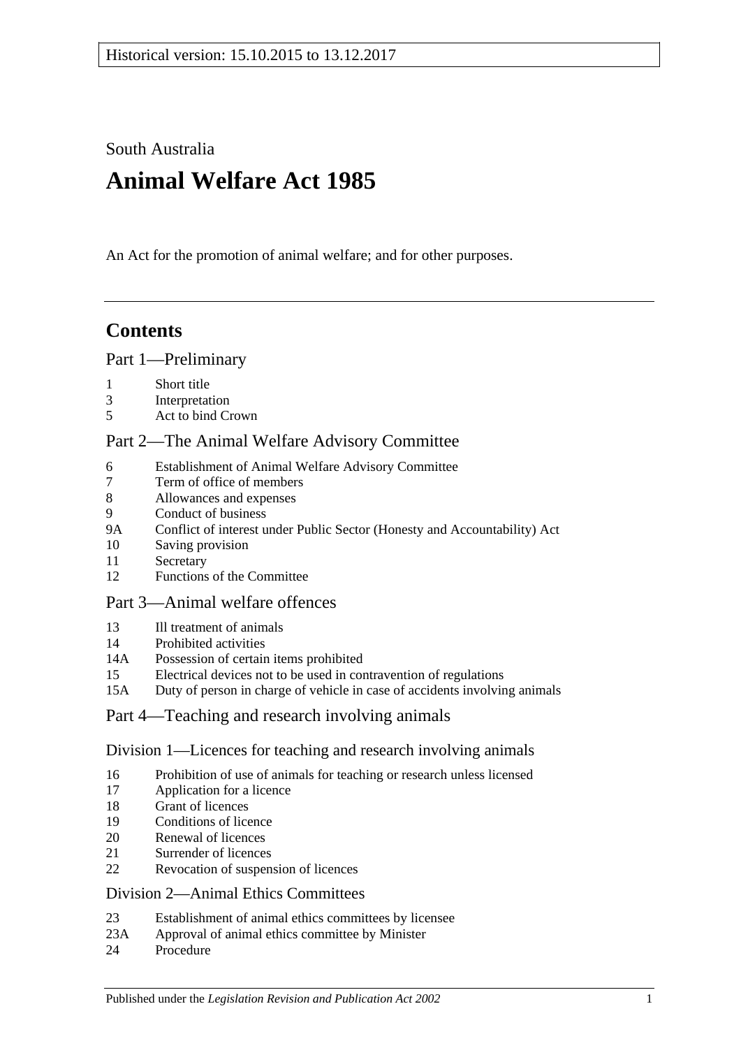Historical version: 15.10.2015 to 13.12.2017

South Australia

# Animal Welfare Act 1985

An Act for the promotion of animal welfare; and for other purposes.

## Contents

Part 1—Preliminary

1 Short title
3 Interpretation
5 Act to bind Crown

Part 2—The Animal Welfare Advisory Committee

6 Establishment of Animal Welfare Advisory Committee
7 Term of office of members
8 Allowances and expenses
9 Conduct of business
9A Conflict of interest under Public Sector (Honesty and Accountability) Act
10 Saving provision
11 Secretary
12 Functions of the Committee

Part 3—Animal welfare offences

13 Ill treatment of animals
14 Prohibited activities
14A Possession of certain items prohibited
15 Electrical devices not to be used in contravention of regulations
15A Duty of person in charge of vehicle in case of accidents involving animals

Part 4—Teaching and research involving animals

Division 1—Licences for teaching and research involving animals

16 Prohibition of use of animals for teaching or research unless licensed
17 Application for a licence
18 Grant of licences
19 Conditions of licence
20 Renewal of licences
21 Surrender of licences
22 Revocation of suspension of licences

Division 2—Animal Ethics Committees

23 Establishment of animal ethics committees by licensee
23A Approval of animal ethics committee by Minister
24 Procedure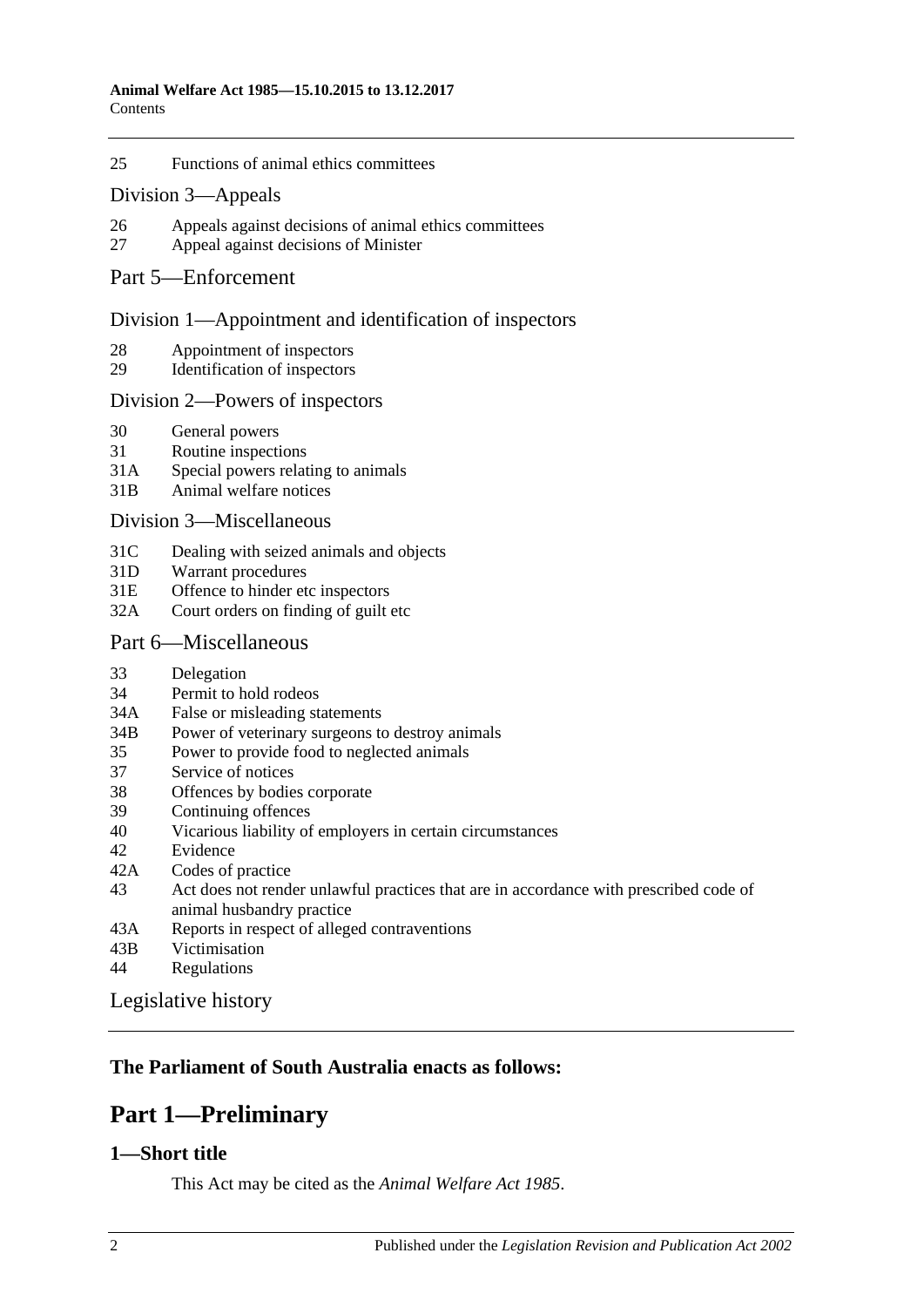25 Functions of animal ethics committees

Division 3—Appeals

26 Appeals against decisions of animal ethics committees
27 Appeal against decisions of Minister

Part 5—Enforcement

Division 1—Appointment and identification of inspectors

28 Appointment of inspectors
29 Identification of inspectors

Division 2—Powers of inspectors

30 General powers
31 Routine inspections
31A Special powers relating to animals
31B Animal welfare notices

Division 3—Miscellaneous

31C Dealing with seized animals and objects
31D Warrant procedures
31E Offence to hinder etc inspectors
32A Court orders on finding of guilt etc

Part 6—Miscellaneous

33 Delegation
34 Permit to hold rodeos
34A False or misleading statements
34B Power of veterinary surgeons to destroy animals
35 Power to provide food to neglected animals
37 Service of notices
38 Offences by bodies corporate
39 Continuing offences
40 Vicarious liability of employers in certain circumstances
42 Evidence
42A Codes of practice
43 Act does not render unlawful practices that are in accordance with prescribed code of animal husbandry practice
43A Reports in respect of alleged contraventions
43B Victimisation
44 Regulations

Legislative history

**The Parliament of South Australia enacts as follows:**

# Part 1—Preliminary

## 1—Short title

This Act may be cited as the *Animal Welfare Act 1985*.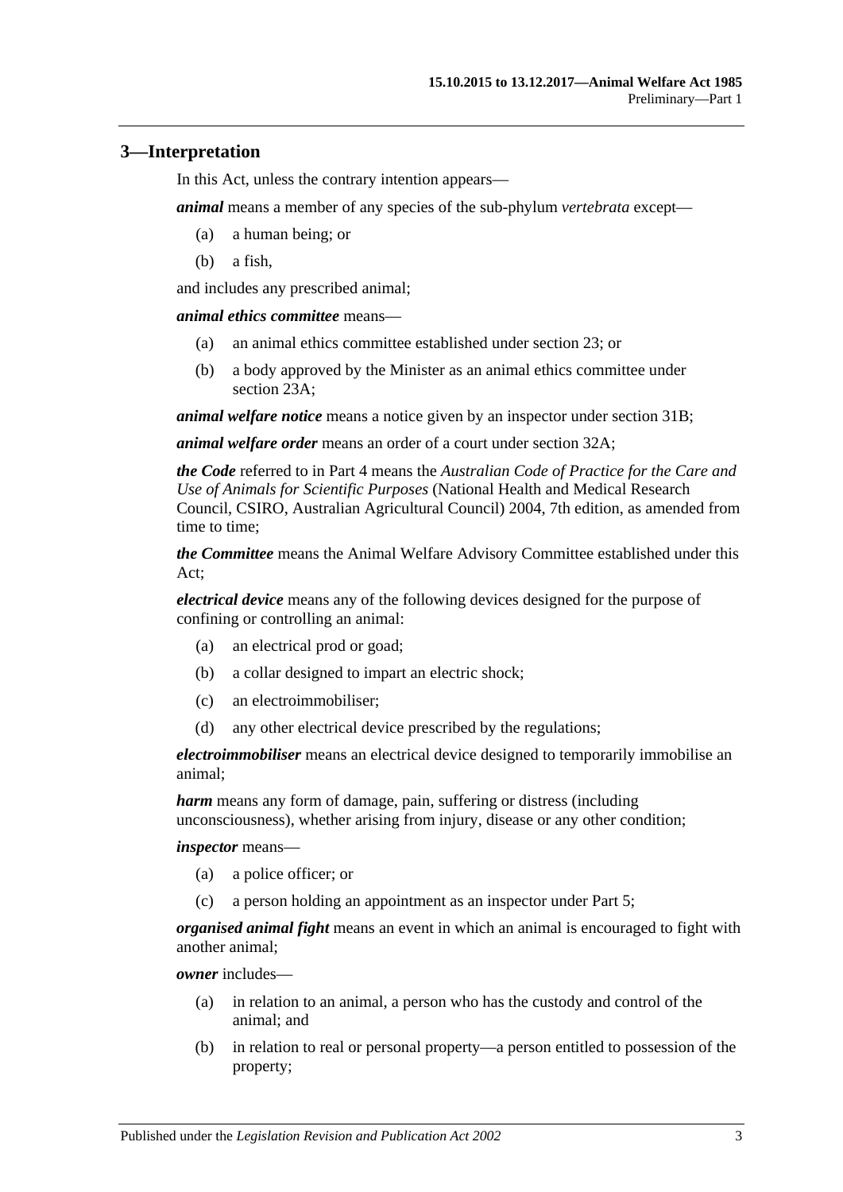## 3—Interpretation

In this Act, unless the contrary intention appears—

***animal*** means a member of any species of the sub-phylum *vertebrata* except—

(a) a human being; or

(b) a fish,

and includes any prescribed animal;

***animal ethics committee*** means—

(a) an animal ethics committee established under section 23; or

(b) a body approved by the Minister as an animal ethics committee under section 23A;

***animal welfare notice*** means a notice given by an inspector under section 31B;

***animal welfare order*** means an order of a court under section 32A;

***the Code*** referred to in Part 4 means the *Australian Code of Practice for the Care and Use of Animals for Scientific Purposes* (National Health and Medical Research Council, CSIRO, Australian Agricultural Council) 2004, 7th edition, as amended from time to time;

***the Committee*** means the Animal Welfare Advisory Committee established under this Act;

***electrical device*** means any of the following devices designed for the purpose of confining or controlling an animal:

(a) an electrical prod or goad;

(b) a collar designed to impart an electric shock;

(c) an electroimmobiliser;

(d) any other electrical device prescribed by the regulations;

***electroimmobiliser*** means an electrical device designed to temporarily immobilise an animal;

***harm*** means any form of damage, pain, suffering or distress (including unconsciousness), whether arising from injury, disease or any other condition;

***inspector*** means—

(a) a police officer; or

(c) a person holding an appointment as an inspector under Part 5;

***organised animal fight*** means an event in which an animal is encouraged to fight with another animal;

***owner*** includes—

(a) in relation to an animal, a person who has the custody and control of the animal; and

(b) in relation to real or personal property—a person entitled to possession of the property;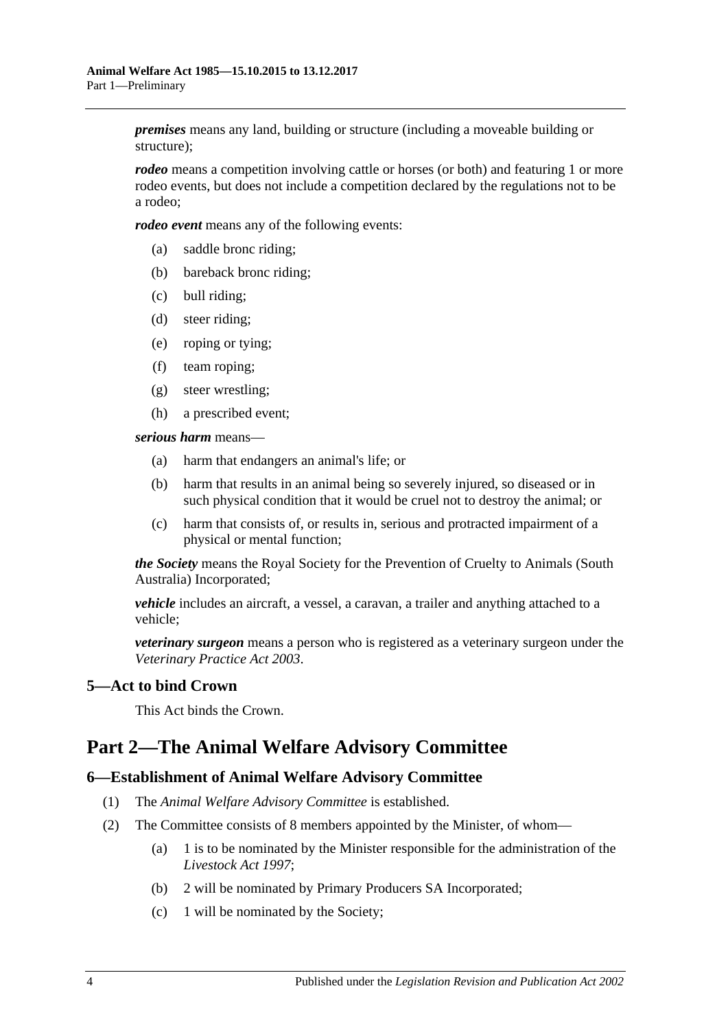***premises*** means any land, building or structure (including a moveable building or structure);

***rodeo*** means a competition involving cattle or horses (or both) and featuring 1 or more rodeo events, but does not include a competition declared by the regulations not to be a rodeo;

***rodeo event*** means any of the following events:

- (a) saddle bronc riding;
- (b) bareback bronc riding;
- (c) bull riding;
- (d) steer riding;
- (e) roping or tying;
- (f) team roping;
- (g) steer wrestling;
- (h) a prescribed event;

***serious harm*** means—

- (a) harm that endangers an animal's life; or
- (b) harm that results in an animal being so severely injured, so diseased or in such physical condition that it would be cruel not to destroy the animal; or
- (c) harm that consists of, or results in, serious and protracted impairment of a physical or mental function;

***the Society*** means the Royal Society for the Prevention of Cruelty to Animals (South Australia) Incorporated;

***vehicle*** includes an aircraft, a vessel, a caravan, a trailer and anything attached to a vehicle;

***veterinary surgeon*** means a person who is registered as a veterinary surgeon under the *Veterinary Practice Act 2003*.

### 5—Act to bind Crown

This Act binds the Crown.

## Part 2—The Animal Welfare Advisory Committee

### 6—Establishment of Animal Welfare Advisory Committee

(1) The *Animal Welfare Advisory Committee* is established.

(2) The Committee consists of 8 members appointed by the Minister, of whom—

- (a) 1 is to be nominated by the Minister responsible for the administration of the *Livestock Act 1997*;
- (b) 2 will be nominated by Primary Producers SA Incorporated;
- (c) 1 will be nominated by the Society;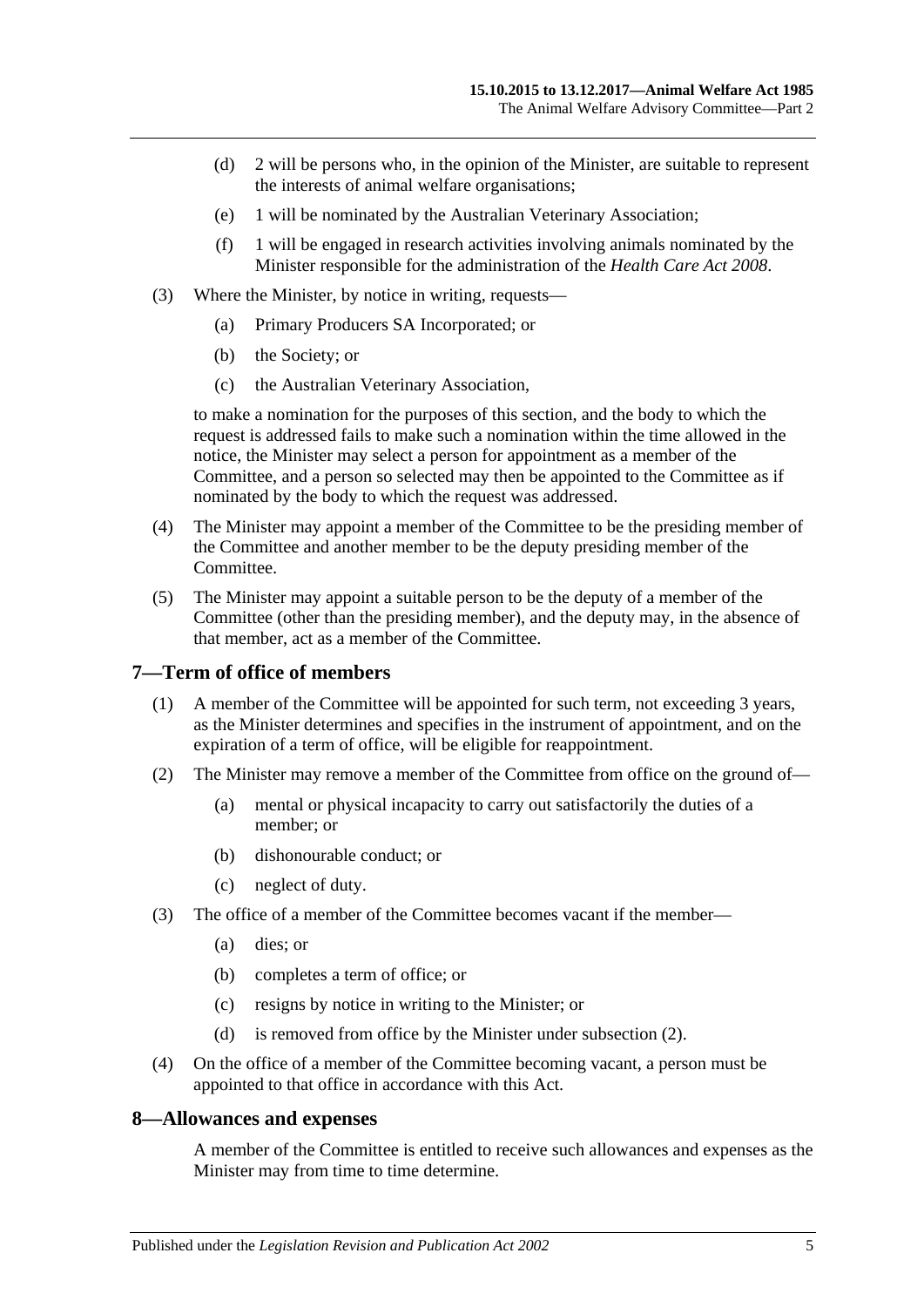(d) 2 will be persons who, in the opinion of the Minister, are suitable to represent the interests of animal welfare organisations;

(e) 1 will be nominated by the Australian Veterinary Association;

(f) 1 will be engaged in research activities involving animals nominated by the Minister responsible for the administration of the *Health Care Act 2008*.

(3) Where the Minister, by notice in writing, requests—

(a) Primary Producers SA Incorporated; or

(b) the Society; or

(c) the Australian Veterinary Association,

to make a nomination for the purposes of this section, and the body to which the request is addressed fails to make such a nomination within the time allowed in the notice, the Minister may select a person for appointment as a member of the Committee, and a person so selected may then be appointed to the Committee as if nominated by the body to which the request was addressed.

(4) The Minister may appoint a member of the Committee to be the presiding member of the Committee and another member to be the deputy presiding member of the Committee.

(5) The Minister may appoint a suitable person to be the deputy of a member of the Committee (other than the presiding member), and the deputy may, in the absence of that member, act as a member of the Committee.

## 7—Term of office of members

(1) A member of the Committee will be appointed for such term, not exceeding 3 years, as the Minister determines and specifies in the instrument of appointment, and on the expiration of a term of office, will be eligible for reappointment.

(2) The Minister may remove a member of the Committee from office on the ground of—

(a) mental or physical incapacity to carry out satisfactorily the duties of a member; or

(b) dishonourable conduct; or

(c) neglect of duty.

(3) The office of a member of the Committee becomes vacant if the member—

(a) dies; or

(b) completes a term of office; or

(c) resigns by notice in writing to the Minister; or

(d) is removed from office by the Minister under subsection (2).

(4) On the office of a member of the Committee becoming vacant, a person must be appointed to that office in accordance with this Act.

## 8—Allowances and expenses

A member of the Committee is entitled to receive such allowances and expenses as the Minister may from time to time determine.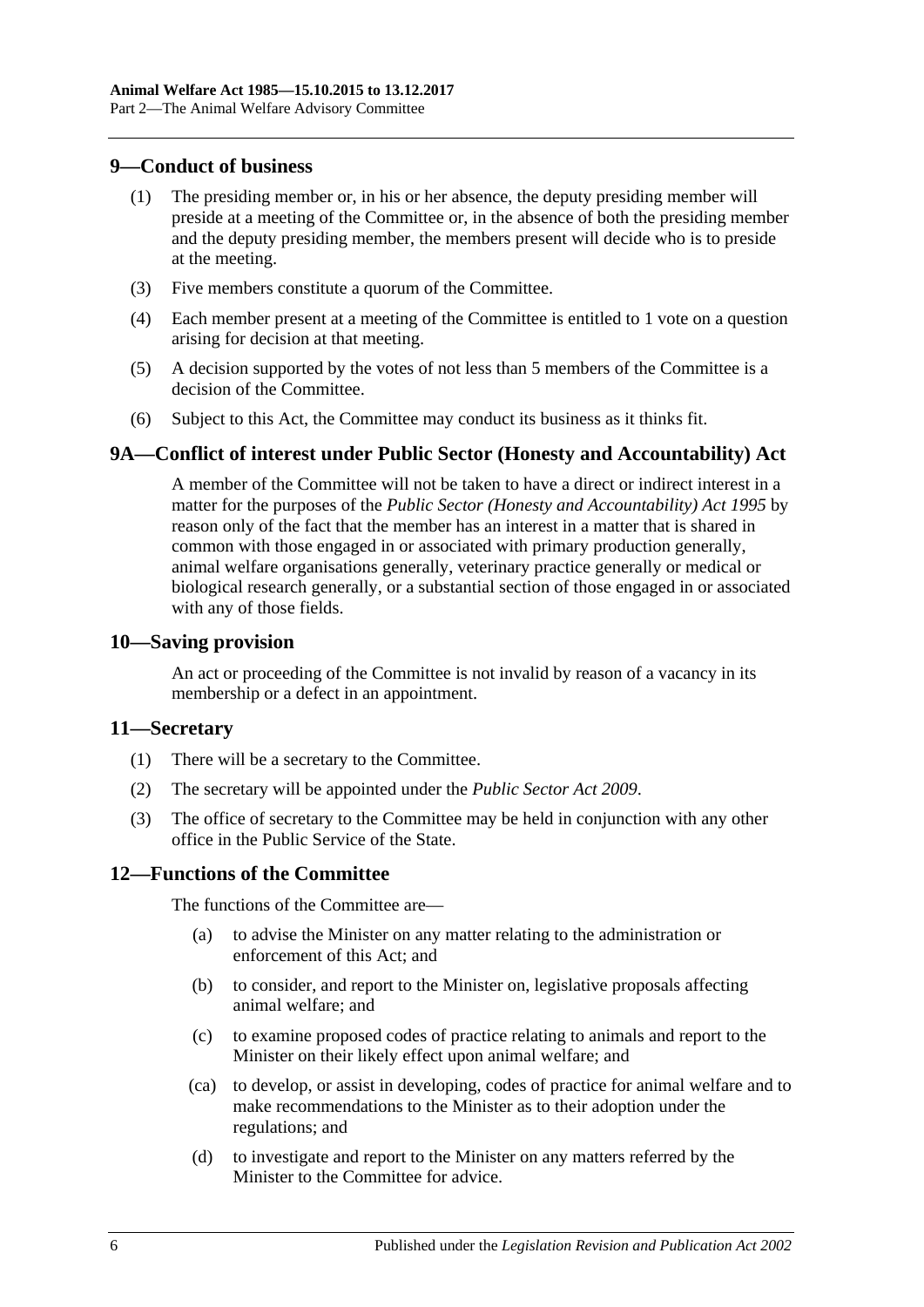## 9—Conduct of business

(1) The presiding member or, in his or her absence, the deputy presiding member will preside at a meeting of the Committee or, in the absence of both the presiding member and the deputy presiding member, the members present will decide who is to preside at the meeting.

(3) Five members constitute a quorum of the Committee.

(4) Each member present at a meeting of the Committee is entitled to 1 vote on a question arising for decision at that meeting.

(5) A decision supported by the votes of not less than 5 members of the Committee is a decision of the Committee.

(6) Subject to this Act, the Committee may conduct its business as it thinks fit.

## 9A—Conflict of interest under Public Sector (Honesty and Accountability) Act

A member of the Committee will not be taken to have a direct or indirect interest in a matter for the purposes of the *Public Sector (Honesty and Accountability) Act 1995* by reason only of the fact that the member has an interest in a matter that is shared in common with those engaged in or associated with primary production generally, animal welfare organisations generally, veterinary practice generally or medical or biological research generally, or a substantial section of those engaged in or associated with any of those fields.

## 10—Saving provision

An act or proceeding of the Committee is not invalid by reason of a vacancy in its membership or a defect in an appointment.

## 11—Secretary

(1) There will be a secretary to the Committee.

(2) The secretary will be appointed under the *Public Sector Act 2009*.

(3) The office of secretary to the Committee may be held in conjunction with any other office in the Public Service of the State.

## 12—Functions of the Committee

The functions of the Committee are—

(a) to advise the Minister on any matter relating to the administration or enforcement of this Act; and

(b) to consider, and report to the Minister on, legislative proposals affecting animal welfare; and

(c) to examine proposed codes of practice relating to animals and report to the Minister on their likely effect upon animal welfare; and

(ca) to develop, or assist in developing, codes of practice for animal welfare and to make recommendations to the Minister as to their adoption under the regulations; and

(d) to investigate and report to the Minister on any matters referred by the Minister to the Committee for advice.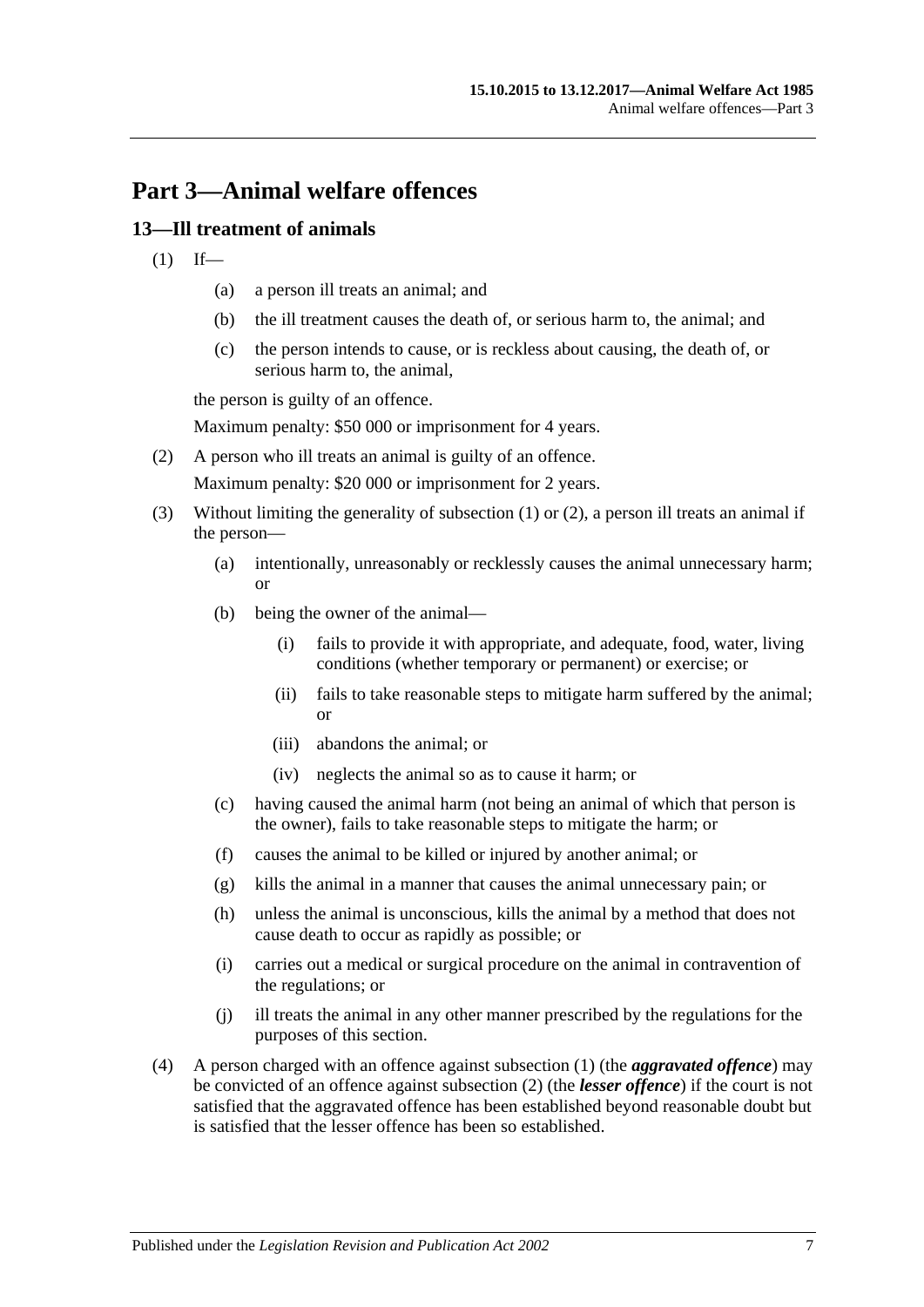# Part 3—Animal welfare offences

## 13—Ill treatment of animals

(1) If—

   (a) a person ill treats an animal; and

   (b) the ill treatment causes the death of, or serious harm to, the animal; and

   (c) the person intends to cause, or is reckless about causing, the death of, or serious harm to, the animal,

   the person is guilty of an offence.

   Maximum penalty: $50 000 or imprisonment for 4 years.

(2) A person who ill treats an animal is guilty of an offence.

   Maximum penalty: $20 000 or imprisonment for 2 years.

(3) Without limiting the generality of subsection (1) or (2), a person ill treats an animal if the person—

   (a) intentionally, unreasonably or recklessly causes the animal unnecessary harm; or

   (b) being the owner of the animal—

      (i) fails to provide it with appropriate, and adequate, food, water, living conditions (whether temporary or permanent) or exercise; or

      (ii) fails to take reasonable steps to mitigate harm suffered by the animal; or

      (iii) abandons the animal; or

      (iv) neglects the animal so as to cause it harm; or

   (c) having caused the animal harm (not being an animal of which that person is the owner), fails to take reasonable steps to mitigate the harm; or

   (f) causes the animal to be killed or injured by another animal; or

   (g) kills the animal in a manner that causes the animal unnecessary pain; or

   (h) unless the animal is unconscious, kills the animal by a method that does not cause death to occur as rapidly as possible; or

   (i) carries out a medical or surgical procedure on the animal in contravention of the regulations; or

   (j) ill treats the animal in any other manner prescribed by the regulations for the purposes of this section.

(4) A person charged with an offence against subsection (1) (the ***aggravated offence***) may be convicted of an offence against subsection (2) (the ***lesser offence***) if the court is not satisfied that the aggravated offence has been established beyond reasonable doubt but is satisfied that the lesser offence has been so established.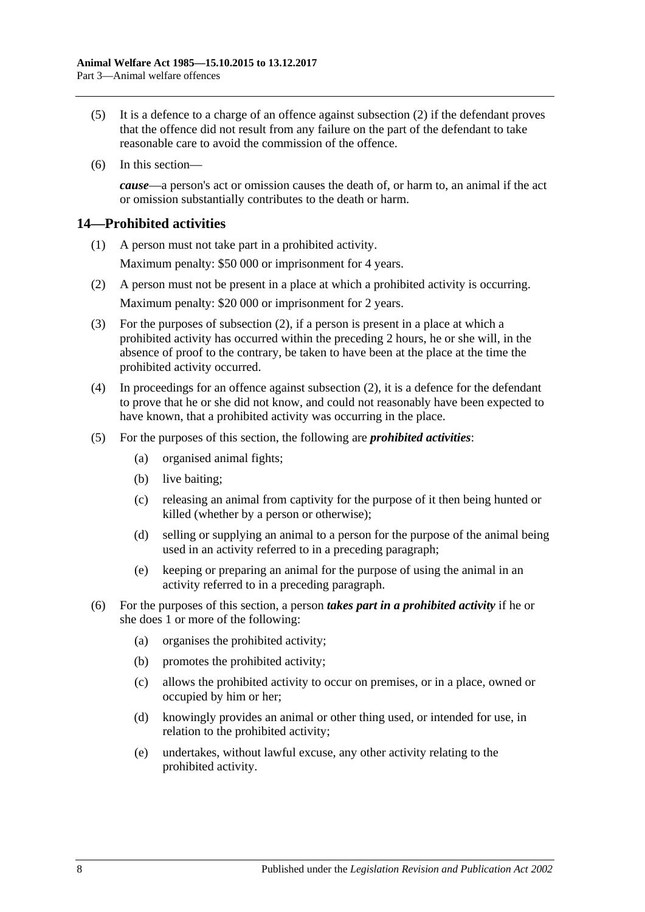(5) It is a defence to a charge of an offence against subsection (2) if the defendant proves that the offence did not result from any failure on the part of the defendant to take reasonable care to avoid the commission of the offence.

(6) In this section—

***cause***—a person's act or omission causes the death of, or harm to, an animal if the act or omission substantially contributes to the death or harm.

## 14—Prohibited activities

(1) A person must not take part in a prohibited activity.

Maximum penalty: $50 000 or imprisonment for 4 years.

(2) A person must not be present in a place at which a prohibited activity is occurring.

Maximum penalty: $20 000 or imprisonment for 2 years.

(3) For the purposes of subsection (2), if a person is present in a place at which a prohibited activity has occurred within the preceding 2 hours, he or she will, in the absence of proof to the contrary, be taken to have been at the place at the time the prohibited activity occurred.

(4) In proceedings for an offence against subsection (2), it is a defence for the defendant to prove that he or she did not know, and could not reasonably have been expected to have known, that a prohibited activity was occurring in the place.

(5) For the purposes of this section, the following are ***prohibited activities***:

- (a) organised animal fights;
- (b) live baiting;
- (c) releasing an animal from captivity for the purpose of it then being hunted or killed (whether by a person or otherwise);
- (d) selling or supplying an animal to a person for the purpose of the animal being used in an activity referred to in a preceding paragraph;
- (e) keeping or preparing an animal for the purpose of using the animal in an activity referred to in a preceding paragraph.

(6) For the purposes of this section, a person ***takes part in a prohibited activity*** if he or she does 1 or more of the following:

- (a) organises the prohibited activity;
- (b) promotes the prohibited activity;
- (c) allows the prohibited activity to occur on premises, or in a place, owned or occupied by him or her;
- (d) knowingly provides an animal or other thing used, or intended for use, in relation to the prohibited activity;
- (e) undertakes, without lawful excuse, any other activity relating to the prohibited activity.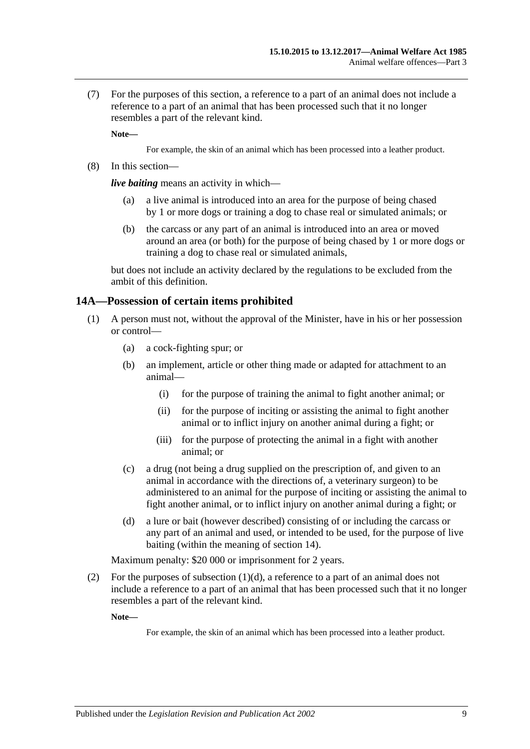(7) For the purposes of this section, a reference to a part of an animal does not include a reference to a part of an animal that has been processed such that it no longer resembles a part of the relevant kind.

**Note—**

For example, the skin of an animal which has been processed into a leather product.

(8) In this section—

***live baiting*** means an activity in which—

(a) a live animal is introduced into an area for the purpose of being chased by 1 or more dogs or training a dog to chase real or simulated animals; or

(b) the carcass or any part of an animal is introduced into an area or moved around an area (or both) for the purpose of being chased by 1 or more dogs or training a dog to chase real or simulated animals,

but does not include an activity declared by the regulations to be excluded from the ambit of this definition.

## 14A—Possession of certain items prohibited

(1) A person must not, without the approval of the Minister, have in his or her possession or control—

(a) a cock-fighting spur; or

(b) an implement, article or other thing made or adapted for attachment to an animal—

(i) for the purpose of training the animal to fight another animal; or

(ii) for the purpose of inciting or assisting the animal to fight another animal or to inflict injury on another animal during a fight; or

(iii) for the purpose of protecting the animal in a fight with another animal; or

(c) a drug (not being a drug supplied on the prescription of, and given to an animal in accordance with the directions of, a veterinary surgeon) to be administered to an animal for the purpose of inciting or assisting the animal to fight another animal, or to inflict injury on another animal during a fight; or

(d) a lure or bait (however described) consisting of or including the carcass or any part of an animal and used, or intended to be used, for the purpose of live baiting (within the meaning of section 14).

Maximum penalty: $20 000 or imprisonment for 2 years.

(2) For the purposes of subsection (1)(d), a reference to a part of an animal does not include a reference to a part of an animal that has been processed such that it no longer resembles a part of the relevant kind.

**Note—**

For example, the skin of an animal which has been processed into a leather product.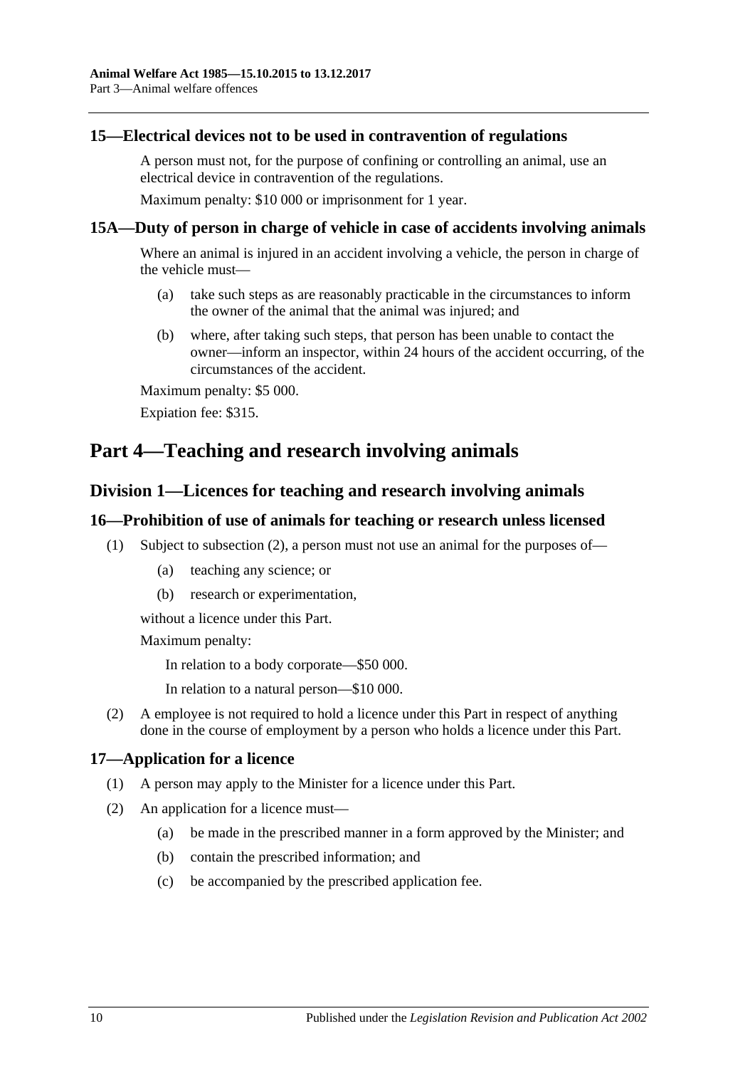### 15—Electrical devices not to be used in contravention of regulations

A person must not, for the purpose of confining or controlling an animal, use an electrical device in contravention of the regulations.

Maximum penalty: $10 000 or imprisonment for 1 year.

### 15A—Duty of person in charge of vehicle in case of accidents involving animals

Where an animal is injured in an accident involving a vehicle, the person in charge of the vehicle must—

(a) take such steps as are reasonably practicable in the circumstances to inform the owner of the animal that the animal was injured; and

(b) where, after taking such steps, that person has been unable to contact the owner—inform an inspector, within 24 hours of the accident occurring, of the circumstances of the accident.

Maximum penalty: $5 000.

Expiation fee: $315.

# Part 4—Teaching and research involving animals

## Division 1—Licences for teaching and research involving animals

### 16—Prohibition of use of animals for teaching or research unless licensed

(1) Subject to subsection (2), a person must not use an animal for the purposes of—

(a) teaching any science; or

(b) research or experimentation,

without a licence under this Part.

Maximum penalty:

In relation to a body corporate—$50 000.

In relation to a natural person—$10 000.

(2) A employee is not required to hold a licence under this Part in respect of anything done in the course of employment by a person who holds a licence under this Part.

### 17—Application for a licence

(1) A person may apply to the Minister for a licence under this Part.

(2) An application for a licence must—

(a) be made in the prescribed manner in a form approved by the Minister; and

(b) contain the prescribed information; and

(c) be accompanied by the prescribed application fee.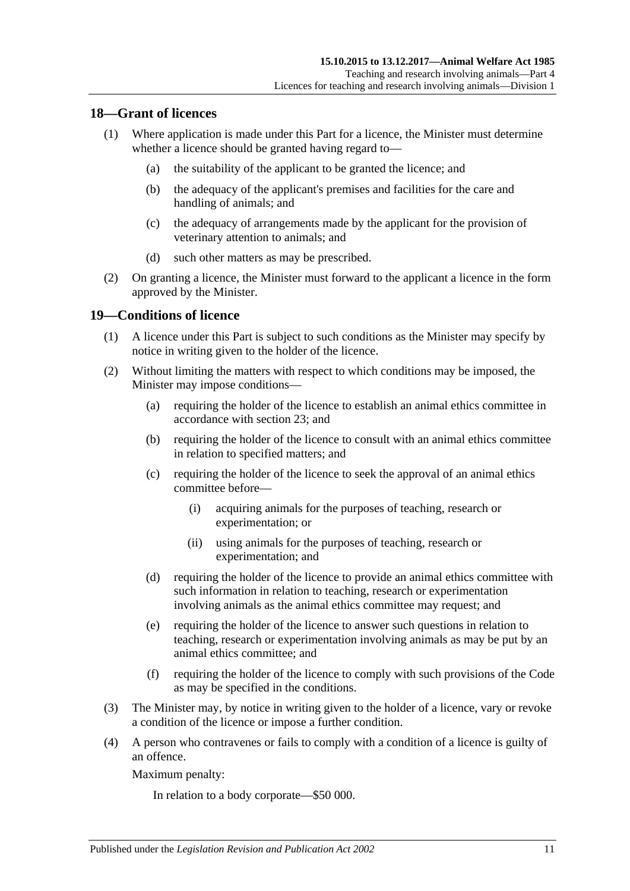## 18—Grant of licences

(1) Where application is made under this Part for a licence, the Minister must determine whether a licence should be granted having regard to—

(a) the suitability of the applicant to be granted the licence; and

(b) the adequacy of the applicant's premises and facilities for the care and handling of animals; and

(c) the adequacy of arrangements made by the applicant for the provision of veterinary attention to animals; and

(d) such other matters as may be prescribed.

(2) On granting a licence, the Minister must forward to the applicant a licence in the form approved by the Minister.

## 19—Conditions of licence

(1) A licence under this Part is subject to such conditions as the Minister may specify by notice in writing given to the holder of the licence.

(2) Without limiting the matters with respect to which conditions may be imposed, the Minister may impose conditions—

(a) requiring the holder of the licence to establish an animal ethics committee in accordance with section 23; and

(b) requiring the holder of the licence to consult with an animal ethics committee in relation to specified matters; and

(c) requiring the holder of the licence to seek the approval of an animal ethics committee before—

(i) acquiring animals for the purposes of teaching, research or experimentation; or

(ii) using animals for the purposes of teaching, research or experimentation; and

(d) requiring the holder of the licence to provide an animal ethics committee with such information in relation to teaching, research or experimentation involving animals as the animal ethics committee may request; and

(e) requiring the holder of the licence to answer such questions in relation to teaching, research or experimentation involving animals as may be put by an animal ethics committee; and

(f) requiring the holder of the licence to comply with such provisions of the Code as may be specified in the conditions.

(3) The Minister may, by notice in writing given to the holder of a licence, vary or revoke a condition of the licence or impose a further condition.

(4) A person who contravenes or fails to comply with a condition of a licence is guilty of an offence.

Maximum penalty:

In relation to a body corporate—$50 000.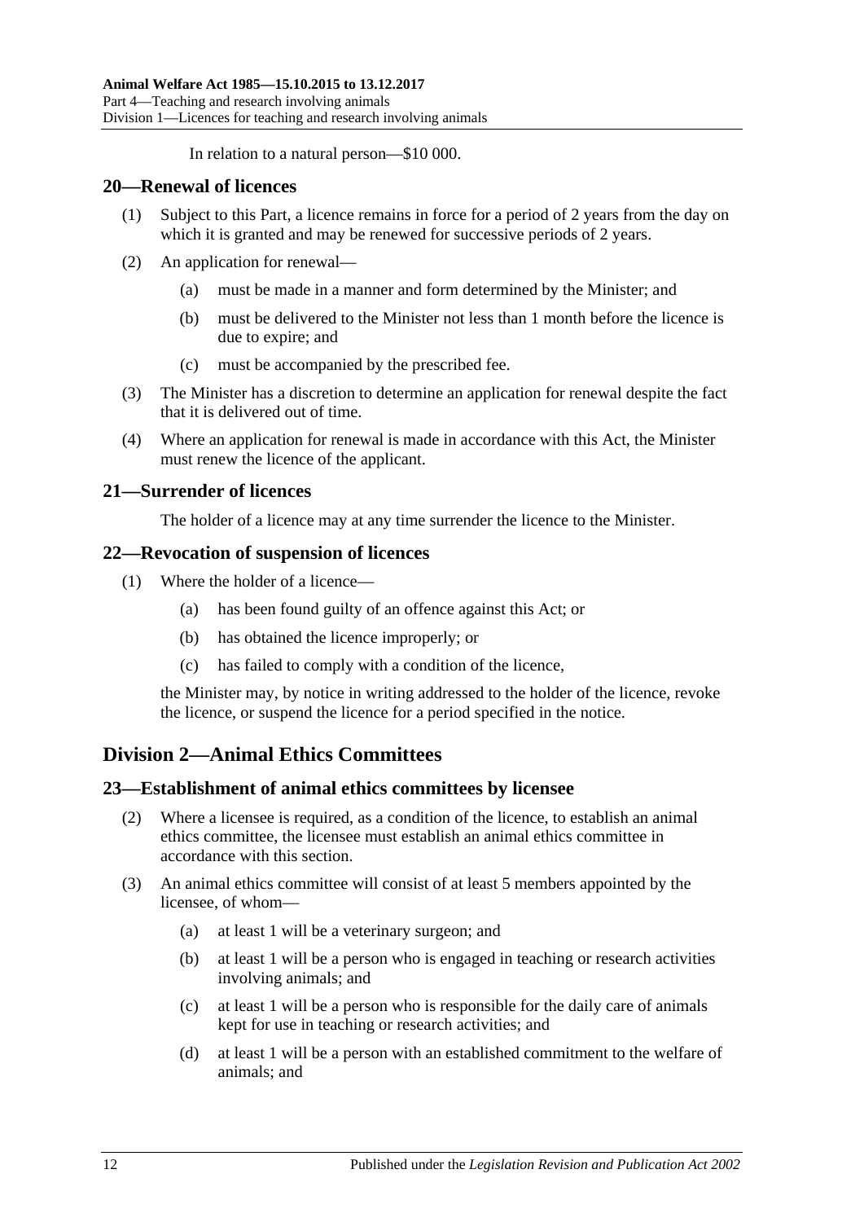In relation to a natural person—$10 000.

## 20—Renewal of licences

(1) Subject to this Part, a licence remains in force for a period of 2 years from the day on which it is granted and may be renewed for successive periods of 2 years.

(2) An application for renewal—

(a) must be made in a manner and form determined by the Minister; and

(b) must be delivered to the Minister not less than 1 month before the licence is due to expire; and

(c) must be accompanied by the prescribed fee.

(3) The Minister has a discretion to determine an application for renewal despite the fact that it is delivered out of time.

(4) Where an application for renewal is made in accordance with this Act, the Minister must renew the licence of the applicant.

## 21—Surrender of licences

The holder of a licence may at any time surrender the licence to the Minister.

## 22—Revocation of suspension of licences

(1) Where the holder of a licence—

(a) has been found guilty of an offence against this Act; or

(b) has obtained the licence improperly; or

(c) has failed to comply with a condition of the licence,

the Minister may, by notice in writing addressed to the holder of the licence, revoke the licence, or suspend the licence for a period specified in the notice.

# Division 2—Animal Ethics Committees

## 23—Establishment of animal ethics committees by licensee

(2) Where a licensee is required, as a condition of the licence, to establish an animal ethics committee, the licensee must establish an animal ethics committee in accordance with this section.

(3) An animal ethics committee will consist of at least 5 members appointed by the licensee, of whom—

(a) at least 1 will be a veterinary surgeon; and

(b) at least 1 will be a person who is engaged in teaching or research activities involving animals; and

(c) at least 1 will be a person who is responsible for the daily care of animals kept for use in teaching or research activities; and

(d) at least 1 will be a person with an established commitment to the welfare of animals; and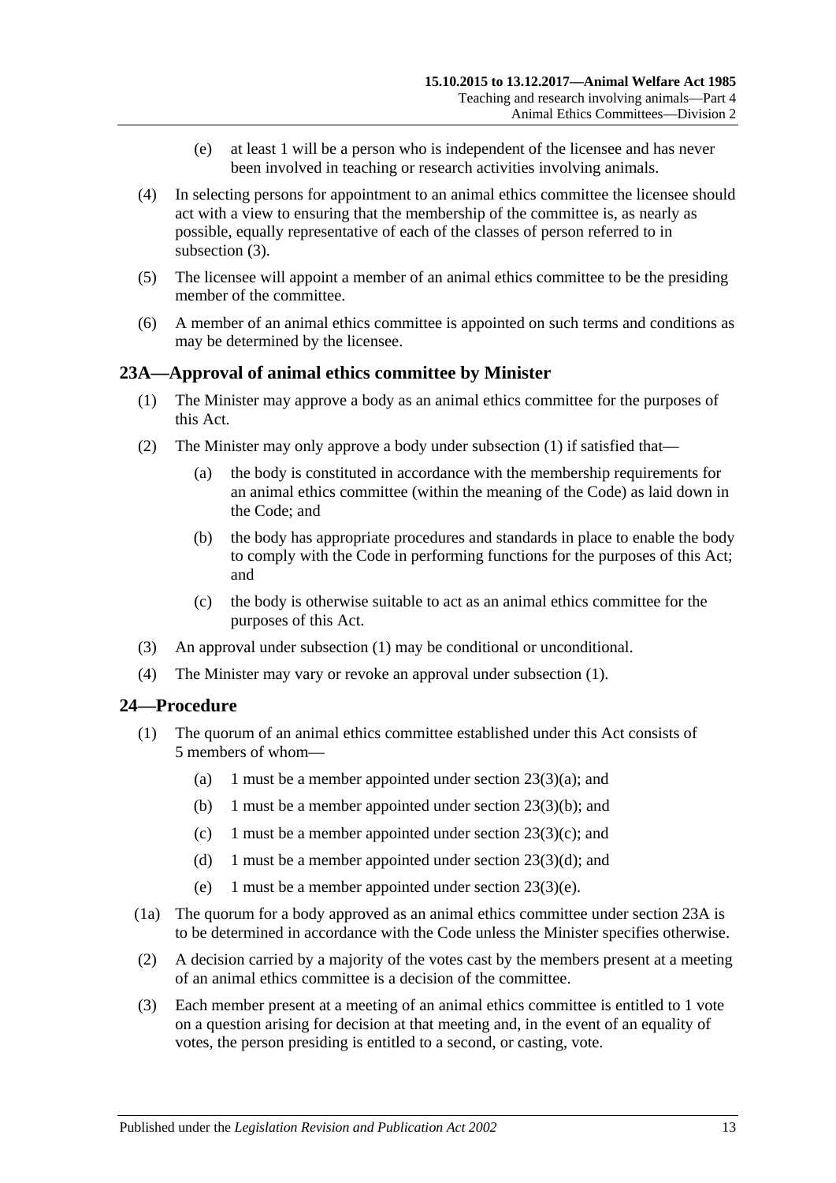(e) at least 1 will be a person who is independent of the licensee and has never been involved in teaching or research activities involving animals.

(4) In selecting persons for appointment to an animal ethics committee the licensee should act with a view to ensuring that the membership of the committee is, as nearly as possible, equally representative of each of the classes of person referred to in subsection (3).

(5) The licensee will appoint a member of an animal ethics committee to be the presiding member of the committee.

(6) A member of an animal ethics committee is appointed on such terms and conditions as may be determined by the licensee.

## 23A—Approval of animal ethics committee by Minister

(1) The Minister may approve a body as an animal ethics committee for the purposes of this Act.

(2) The Minister may only approve a body under subsection (1) if satisfied that—

(a) the body is constituted in accordance with the membership requirements for an animal ethics committee (within the meaning of the Code) as laid down in the Code; and

(b) the body has appropriate procedures and standards in place to enable the body to comply with the Code in performing functions for the purposes of this Act; and

(c) the body is otherwise suitable to act as an animal ethics committee for the purposes of this Act.

(3) An approval under subsection (1) may be conditional or unconditional.

(4) The Minister may vary or revoke an approval under subsection (1).

## 24—Procedure

(1) The quorum of an animal ethics committee established under this Act consists of 5 members of whom—

(a) 1 must be a member appointed under section 23(3)(a); and

(b) 1 must be a member appointed under section 23(3)(b); and

(c) 1 must be a member appointed under section 23(3)(c); and

(d) 1 must be a member appointed under section 23(3)(d); and

(e) 1 must be a member appointed under section 23(3)(e).

(1a) The quorum for a body approved as an animal ethics committee under section 23A is to be determined in accordance with the Code unless the Minister specifies otherwise.

(2) A decision carried by a majority of the votes cast by the members present at a meeting of an animal ethics committee is a decision of the committee.

(3) Each member present at a meeting of an animal ethics committee is entitled to 1 vote on a question arising for decision at that meeting and, in the event of an equality of votes, the person presiding is entitled to a second, or casting, vote.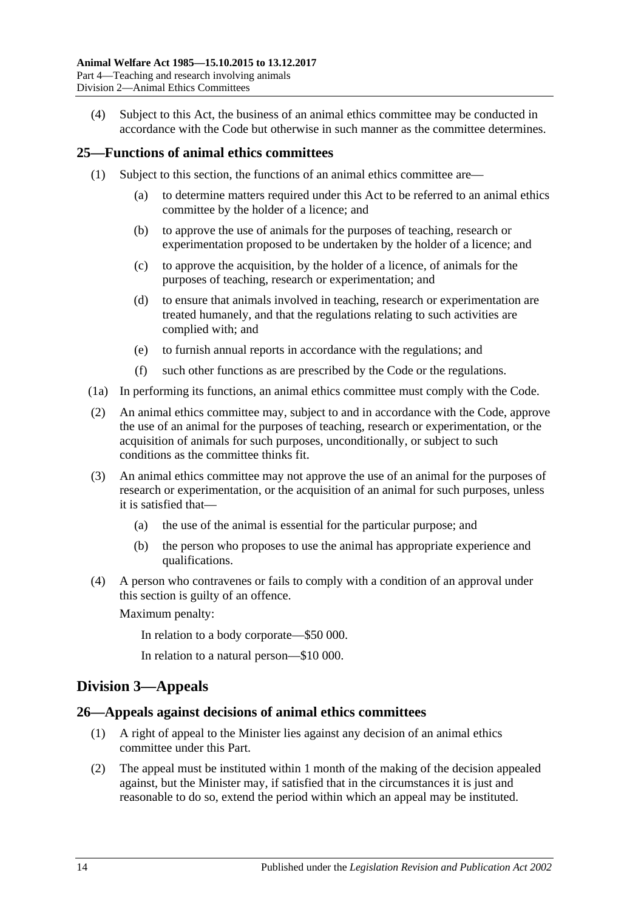(4) Subject to this Act, the business of an animal ethics committee may be conducted in accordance with the Code but otherwise in such manner as the committee determines.

## 25—Functions of animal ethics committees

(1) Subject to this section, the functions of an animal ethics committee are—

(a) to determine matters required under this Act to be referred to an animal ethics committee by the holder of a licence; and

(b) to approve the use of animals for the purposes of teaching, research or experimentation proposed to be undertaken by the holder of a licence; and

(c) to approve the acquisition, by the holder of a licence, of animals for the purposes of teaching, research or experimentation; and

(d) to ensure that animals involved in teaching, research or experimentation are treated humanely, and that the regulations relating to such activities are complied with; and

(e) to furnish annual reports in accordance with the regulations; and

(f) such other functions as are prescribed by the Code or the regulations.

(1a) In performing its functions, an animal ethics committee must comply with the Code.

(2) An animal ethics committee may, subject to and in accordance with the Code, approve the use of an animal for the purposes of teaching, research or experimentation, or the acquisition of animals for such purposes, unconditionally, or subject to such conditions as the committee thinks fit.

(3) An animal ethics committee may not approve the use of an animal for the purposes of research or experimentation, or the acquisition of an animal for such purposes, unless it is satisfied that—

(a) the use of the animal is essential for the particular purpose; and

(b) the person who proposes to use the animal has appropriate experience and qualifications.

(4) A person who contravenes or fails to comply with a condition of an approval under this section is guilty of an offence.

Maximum penalty:

In relation to a body corporate—$50 000.

In relation to a natural person—$10 000.

# Division 3—Appeals

## 26—Appeals against decisions of animal ethics committees

(1) A right of appeal to the Minister lies against any decision of an animal ethics committee under this Part.

(2) The appeal must be instituted within 1 month of the making of the decision appealed against, but the Minister may, if satisfied that in the circumstances it is just and reasonable to do so, extend the period within which an appeal may be instituted.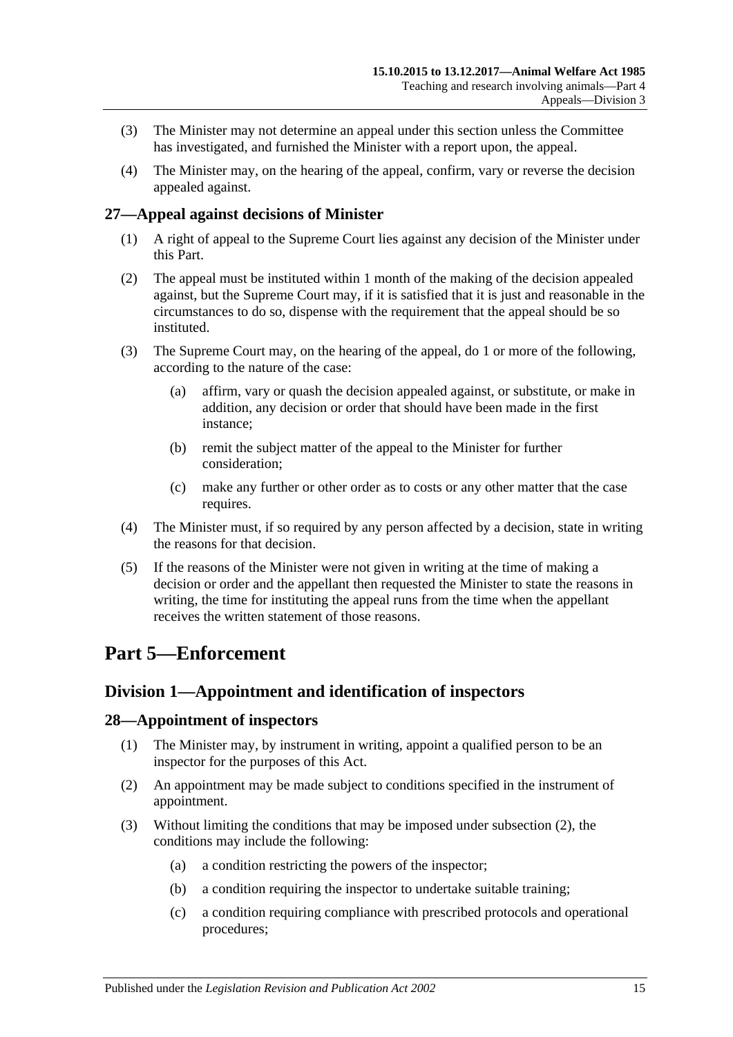(3) The Minister may not determine an appeal under this section unless the Committee has investigated, and furnished the Minister with a report upon, the appeal.

(4) The Minister may, on the hearing of the appeal, confirm, vary or reverse the decision appealed against.

## 27—Appeal against decisions of Minister

(1) A right of appeal to the Supreme Court lies against any decision of the Minister under this Part.

(2) The appeal must be instituted within 1 month of the making of the decision appealed against, but the Supreme Court may, if it is satisfied that it is just and reasonable in the circumstances to do so, dispense with the requirement that the appeal should be so instituted.

(3) The Supreme Court may, on the hearing of the appeal, do 1 or more of the following, according to the nature of the case:

- (a) affirm, vary or quash the decision appealed against, or substitute, or make in addition, any decision or order that should have been made in the first instance;
- (b) remit the subject matter of the appeal to the Minister for further consideration;
- (c) make any further or other order as to costs or any other matter that the case requires.

(4) The Minister must, if so required by any person affected by a decision, state in writing the reasons for that decision.

(5) If the reasons of the Minister were not given in writing at the time of making a decision or order and the appellant then requested the Minister to state the reasons in writing, the time for instituting the appeal runs from the time when the appellant receives the written statement of those reasons.

# Part 5—Enforcement

## Division 1—Appointment and identification of inspectors

## 28—Appointment of inspectors

(1) The Minister may, by instrument in writing, appoint a qualified person to be an inspector for the purposes of this Act.

(2) An appointment may be made subject to conditions specified in the instrument of appointment.

(3) Without limiting the conditions that may be imposed under subsection (2), the conditions may include the following:

- (a) a condition restricting the powers of the inspector;
- (b) a condition requiring the inspector to undertake suitable training;
- (c) a condition requiring compliance with prescribed protocols and operational procedures;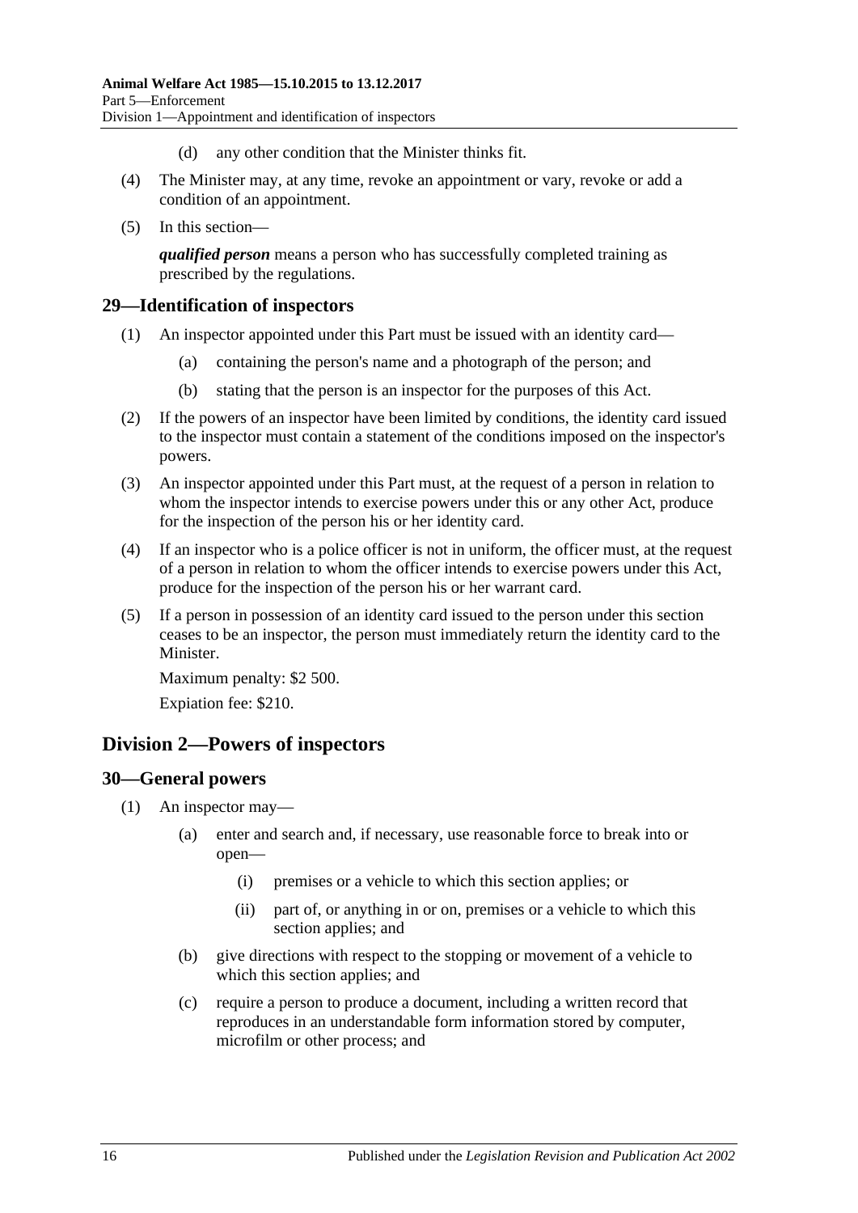(d) any other condition that the Minister thinks fit.

(4) The Minister may, at any time, revoke an appointment or vary, revoke or add a condition of an appointment.

(5) In this section—

***qualified person*** means a person who has successfully completed training as prescribed by the regulations.

### 29—Identification of inspectors

(1) An inspector appointed under this Part must be issued with an identity card—

(a) containing the person's name and a photograph of the person; and

(b) stating that the person is an inspector for the purposes of this Act.

(2) If the powers of an inspector have been limited by conditions, the identity card issued to the inspector must contain a statement of the conditions imposed on the inspector's powers.

(3) An inspector appointed under this Part must, at the request of a person in relation to whom the inspector intends to exercise powers under this or any other Act, produce for the inspection of the person his or her identity card.

(4) If an inspector who is a police officer is not in uniform, the officer must, at the request of a person in relation to whom the officer intends to exercise powers under this Act, produce for the inspection of the person his or her warrant card.

(5) If a person in possession of an identity card issued to the person under this section ceases to be an inspector, the person must immediately return the identity card to the Minister.

Maximum penalty: $2 500.

Expiation fee: $210.

## Division 2—Powers of inspectors

### 30—General powers

(1) An inspector may—

(a) enter and search and, if necessary, use reasonable force to break into or open—

(i) premises or a vehicle to which this section applies; or

(ii) part of, or anything in or on, premises or a vehicle to which this section applies; and

(b) give directions with respect to the stopping or movement of a vehicle to which this section applies; and

(c) require a person to produce a document, including a written record that reproduces in an understandable form information stored by computer, microfilm or other process; and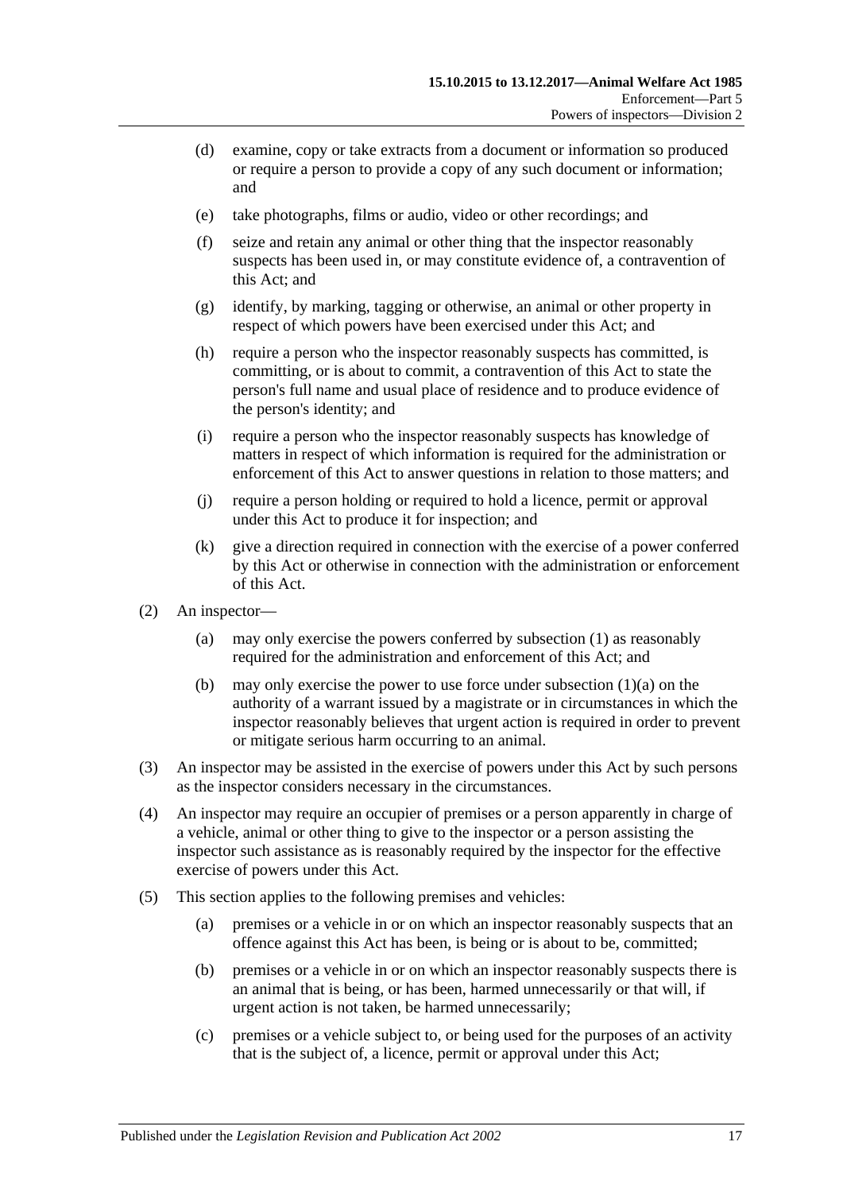(d) examine, copy or take extracts from a document or information so produced or require a person to provide a copy of any such document or information; and

(e) take photographs, films or audio, video or other recordings; and

(f) seize and retain any animal or other thing that the inspector reasonably suspects has been used in, or may constitute evidence of, a contravention of this Act; and

(g) identify, by marking, tagging or otherwise, an animal or other property in respect of which powers have been exercised under this Act; and

(h) require a person who the inspector reasonably suspects has committed, is committing, or is about to commit, a contravention of this Act to state the person's full name and usual place of residence and to produce evidence of the person's identity; and

(i) require a person who the inspector reasonably suspects has knowledge of matters in respect of which information is required for the administration or enforcement of this Act to answer questions in relation to those matters; and

(j) require a person holding or required to hold a licence, permit or approval under this Act to produce it for inspection; and

(k) give a direction required in connection with the exercise of a power conferred by this Act or otherwise in connection with the administration or enforcement of this Act.

(2) An inspector—

(a) may only exercise the powers conferred by subsection (1) as reasonably required for the administration and enforcement of this Act; and

(b) may only exercise the power to use force under subsection (1)(a) on the authority of a warrant issued by a magistrate or in circumstances in which the inspector reasonably believes that urgent action is required in order to prevent or mitigate serious harm occurring to an animal.

(3) An inspector may be assisted in the exercise of powers under this Act by such persons as the inspector considers necessary in the circumstances.

(4) An inspector may require an occupier of premises or a person apparently in charge of a vehicle, animal or other thing to give to the inspector or a person assisting the inspector such assistance as is reasonably required by the inspector for the effective exercise of powers under this Act.

(5) This section applies to the following premises and vehicles:

(a) premises or a vehicle in or on which an inspector reasonably suspects that an offence against this Act has been, is being or is about to be, committed;

(b) premises or a vehicle in or on which an inspector reasonably suspects there is an animal that is being, or has been, harmed unnecessarily or that will, if urgent action is not taken, be harmed unnecessarily;

(c) premises or a vehicle subject to, or being used for the purposes of an activity that is the subject of, a licence, permit or approval under this Act;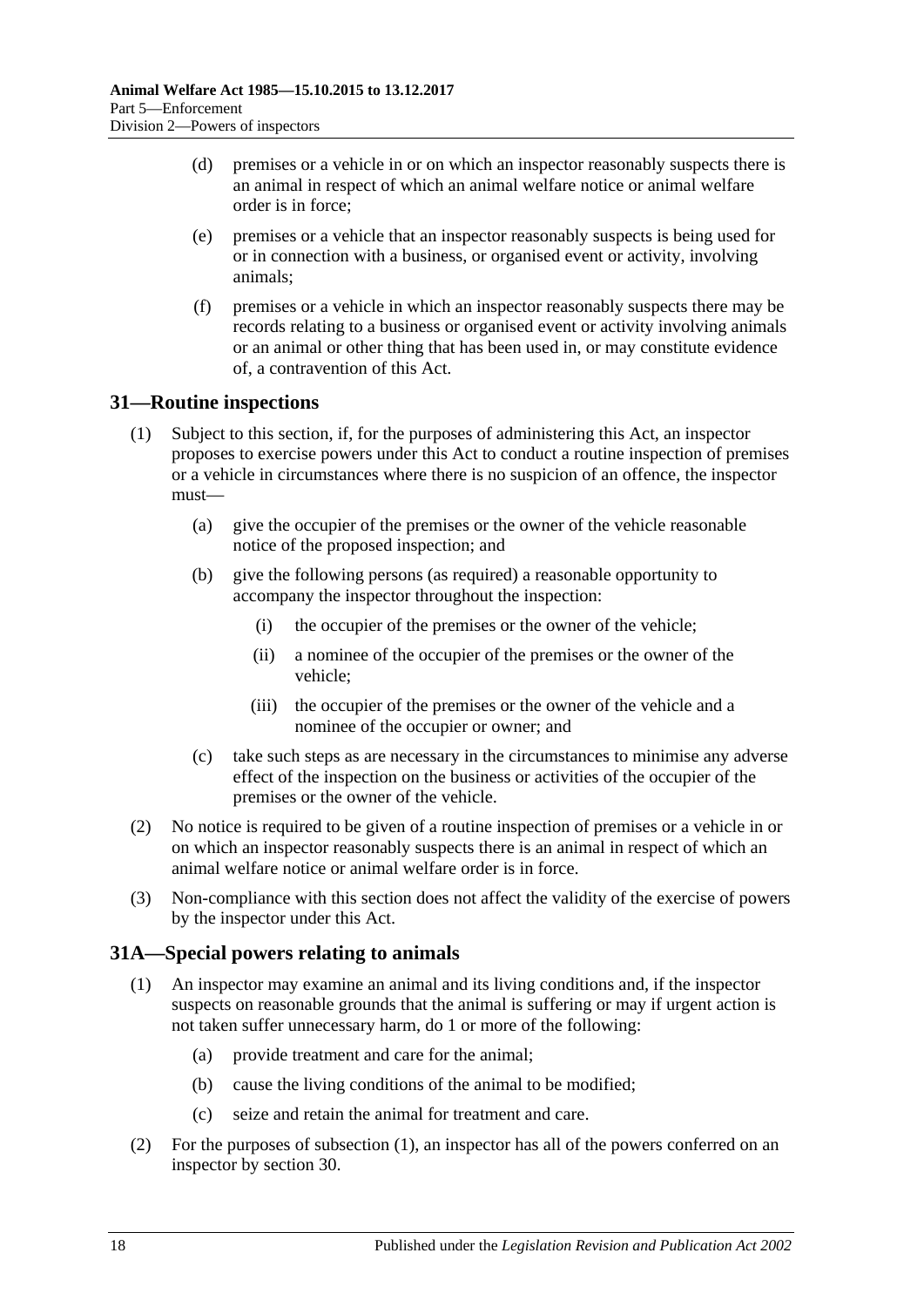(d) premises or a vehicle in or on which an inspector reasonably suspects there is an animal in respect of which an animal welfare notice or animal welfare order is in force;

(e) premises or a vehicle that an inspector reasonably suspects is being used for or in connection with a business, or organised event or activity, involving animals;

(f) premises or a vehicle in which an inspector reasonably suspects there may be records relating to a business or organised event or activity involving animals or an animal or other thing that has been used in, or may constitute evidence of, a contravention of this Act.

## 31—Routine inspections

(1) Subject to this section, if, for the purposes of administering this Act, an inspector proposes to exercise powers under this Act to conduct a routine inspection of premises or a vehicle in circumstances where there is no suspicion of an offence, the inspector must—

(a) give the occupier of the premises or the owner of the vehicle reasonable notice of the proposed inspection; and

(b) give the following persons (as required) a reasonable opportunity to accompany the inspector throughout the inspection:

(i) the occupier of the premises or the owner of the vehicle;

(ii) a nominee of the occupier of the premises or the owner of the vehicle;

(iii) the occupier of the premises or the owner of the vehicle and a nominee of the occupier or owner; and

(c) take such steps as are necessary in the circumstances to minimise any adverse effect of the inspection on the business or activities of the occupier of the premises or the owner of the vehicle.

(2) No notice is required to be given of a routine inspection of premises or a vehicle in or on which an inspector reasonably suspects there is an animal in respect of which an animal welfare notice or animal welfare order is in force.

(3) Non-compliance with this section does not affect the validity of the exercise of powers by the inspector under this Act.

## 31A—Special powers relating to animals

(1) An inspector may examine an animal and its living conditions and, if the inspector suspects on reasonable grounds that the animal is suffering or may if urgent action is not taken suffer unnecessary harm, do 1 or more of the following:

(a) provide treatment and care for the animal;

(b) cause the living conditions of the animal to be modified;

(c) seize and retain the animal for treatment and care.

(2) For the purposes of subsection (1), an inspector has all of the powers conferred on an inspector by section 30.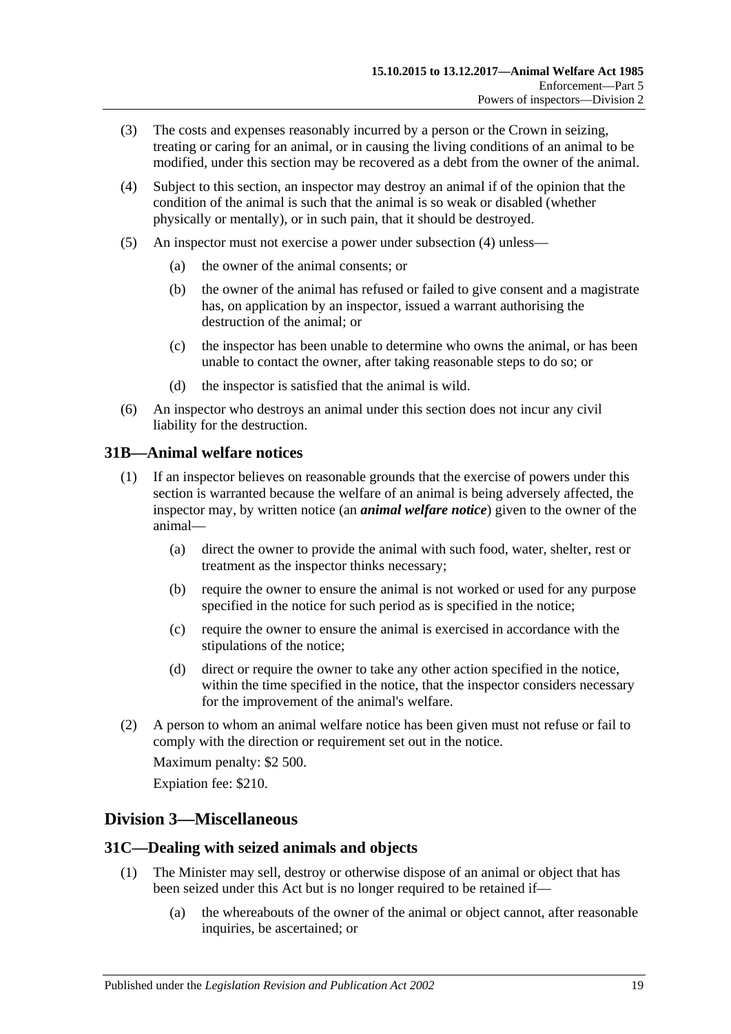(3) The costs and expenses reasonably incurred by a person or the Crown in seizing, treating or caring for an animal, or in causing the living conditions of an animal to be modified, under this section may be recovered as a debt from the owner of the animal.

(4) Subject to this section, an inspector may destroy an animal if of the opinion that the condition of the animal is such that the animal is so weak or disabled (whether physically or mentally), or in such pain, that it should be destroyed.

(5) An inspector must not exercise a power under subsection (4) unless—

(a) the owner of the animal consents; or

(b) the owner of the animal has refused or failed to give consent and a magistrate has, on application by an inspector, issued a warrant authorising the destruction of the animal; or

(c) the inspector has been unable to determine who owns the animal, or has been unable to contact the owner, after taking reasonable steps to do so; or

(d) the inspector is satisfied that the animal is wild.

(6) An inspector who destroys an animal under this section does not incur any civil liability for the destruction.

## 31B—Animal welfare notices

(1) If an inspector believes on reasonable grounds that the exercise of powers under this section is warranted because the welfare of an animal is being adversely affected, the inspector may, by written notice (an ***animal welfare notice***) given to the owner of the animal—

(a) direct the owner to provide the animal with such food, water, shelter, rest or treatment as the inspector thinks necessary;

(b) require the owner to ensure the animal is not worked or used for any purpose specified in the notice for such period as is specified in the notice;

(c) require the owner to ensure the animal is exercised in accordance with the stipulations of the notice;

(d) direct or require the owner to take any other action specified in the notice, within the time specified in the notice, that the inspector considers necessary for the improvement of the animal's welfare.

(2) A person to whom an animal welfare notice has been given must not refuse or fail to comply with the direction or requirement set out in the notice.

Maximum penalty: $2 500.

Expiation fee: $210.

# Division 3—Miscellaneous

## 31C—Dealing with seized animals and objects

(1) The Minister may sell, destroy or otherwise dispose of an animal or object that has been seized under this Act but is no longer required to be retained if—

(a) the whereabouts of the owner of the animal or object cannot, after reasonable inquiries, be ascertained; or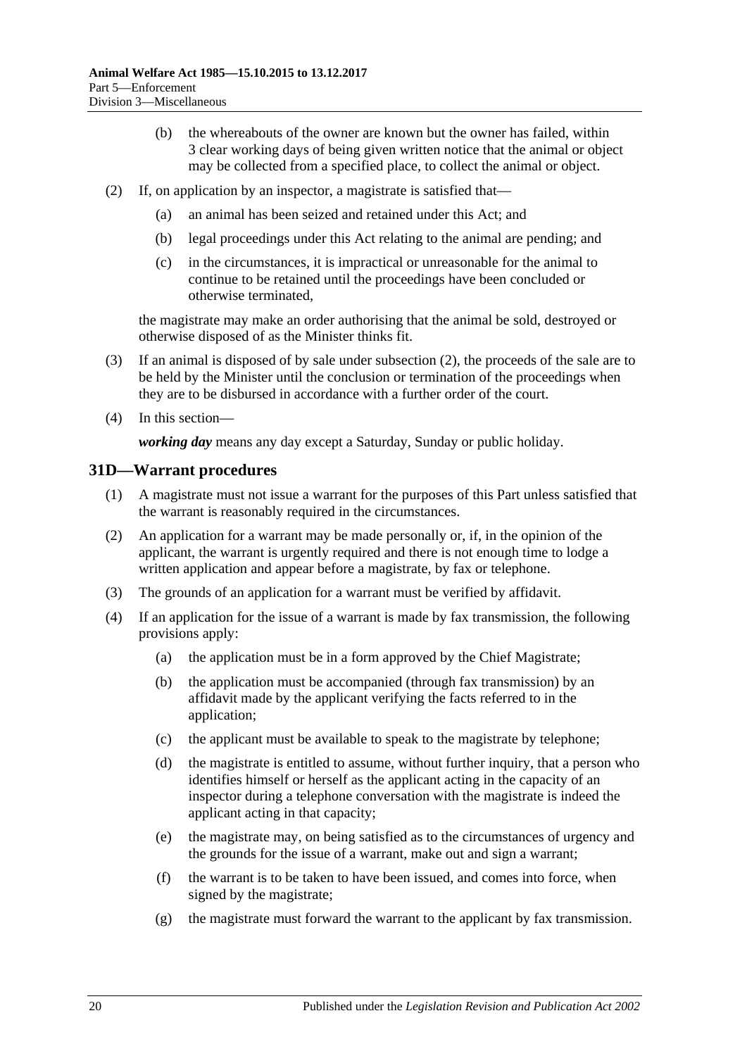(b) the whereabouts of the owner are known but the owner has failed, within 3 clear working days of being given written notice that the animal or object may be collected from a specified place, to collect the animal or object.

(2) If, on application by an inspector, a magistrate is satisfied that—

(a) an animal has been seized and retained under this Act; and

(b) legal proceedings under this Act relating to the animal are pending; and

(c) in the circumstances, it is impractical or unreasonable for the animal to continue to be retained until the proceedings have been concluded or otherwise terminated,

the magistrate may make an order authorising that the animal be sold, destroyed or otherwise disposed of as the Minister thinks fit.

(3) If an animal is disposed of by sale under subsection (2), the proceeds of the sale are to be held by the Minister until the conclusion or termination of the proceedings when they are to be disbursed in accordance with a further order of the court.

(4) In this section—

***working day*** means any day except a Saturday, Sunday or public holiday.

## 31D—Warrant procedures

(1) A magistrate must not issue a warrant for the purposes of this Part unless satisfied that the warrant is reasonably required in the circumstances.

(2) An application for a warrant may be made personally or, if, in the opinion of the applicant, the warrant is urgently required and there is not enough time to lodge a written application and appear before a magistrate, by fax or telephone.

(3) The grounds of an application for a warrant must be verified by affidavit.

(4) If an application for the issue of a warrant is made by fax transmission, the following provisions apply:

(a) the application must be in a form approved by the Chief Magistrate;

(b) the application must be accompanied (through fax transmission) by an affidavit made by the applicant verifying the facts referred to in the application;

(c) the applicant must be available to speak to the magistrate by telephone;

(d) the magistrate is entitled to assume, without further inquiry, that a person who identifies himself or herself as the applicant acting in the capacity of an inspector during a telephone conversation with the magistrate is indeed the applicant acting in that capacity;

(e) the magistrate may, on being satisfied as to the circumstances of urgency and the grounds for the issue of a warrant, make out and sign a warrant;

(f) the warrant is to be taken to have been issued, and comes into force, when signed by the magistrate;

(g) the magistrate must forward the warrant to the applicant by fax transmission.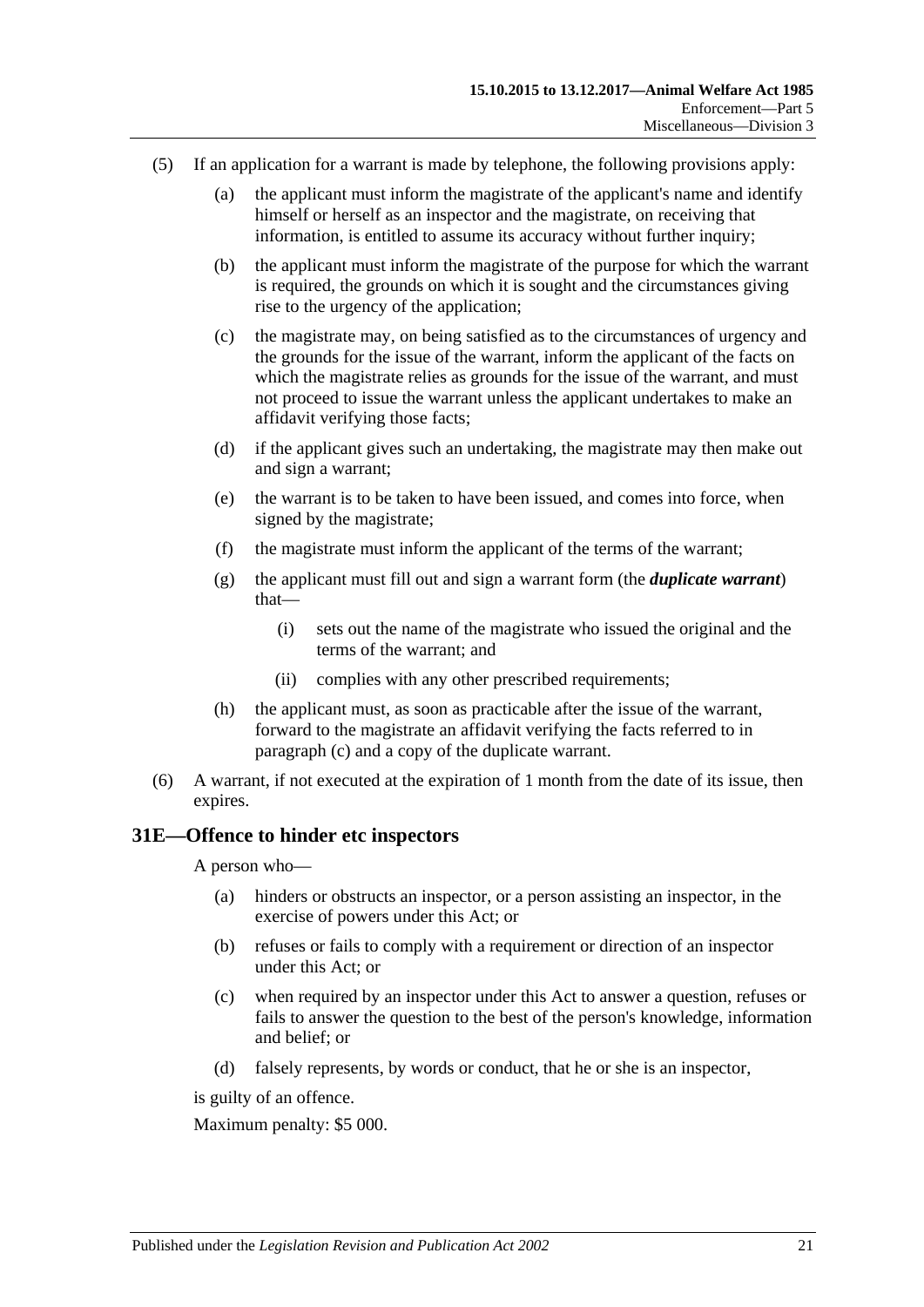(5) If an application for a warrant is made by telephone, the following provisions apply:

(a) the applicant must inform the magistrate of the applicant's name and identify himself or herself as an inspector and the magistrate, on receiving that information, is entitled to assume its accuracy without further inquiry;

(b) the applicant must inform the magistrate of the purpose for which the warrant is required, the grounds on which it is sought and the circumstances giving rise to the urgency of the application;

(c) the magistrate may, on being satisfied as to the circumstances of urgency and the grounds for the issue of the warrant, inform the applicant of the facts on which the magistrate relies as grounds for the issue of the warrant, and must not proceed to issue the warrant unless the applicant undertakes to make an affidavit verifying those facts;

(d) if the applicant gives such an undertaking, the magistrate may then make out and sign a warrant;

(e) the warrant is to be taken to have been issued, and comes into force, when signed by the magistrate;

(f) the magistrate must inform the applicant of the terms of the warrant;

(g) the applicant must fill out and sign a warrant form (the ***duplicate warrant***) that—

(i) sets out the name of the magistrate who issued the original and the terms of the warrant; and

(ii) complies with any other prescribed requirements;

(h) the applicant must, as soon as practicable after the issue of the warrant, forward to the magistrate an affidavit verifying the facts referred to in paragraph (c) and a copy of the duplicate warrant.

(6) A warrant, if not executed at the expiration of 1 month from the date of its issue, then expires.

## 31E—Offence to hinder etc inspectors

A person who—

(a) hinders or obstructs an inspector, or a person assisting an inspector, in the exercise of powers under this Act; or

(b) refuses or fails to comply with a requirement or direction of an inspector under this Act; or

(c) when required by an inspector under this Act to answer a question, refuses or fails to answer the question to the best of the person's knowledge, information and belief; or

(d) falsely represents, by words or conduct, that he or she is an inspector,

is guilty of an offence.

Maximum penalty: $5 000.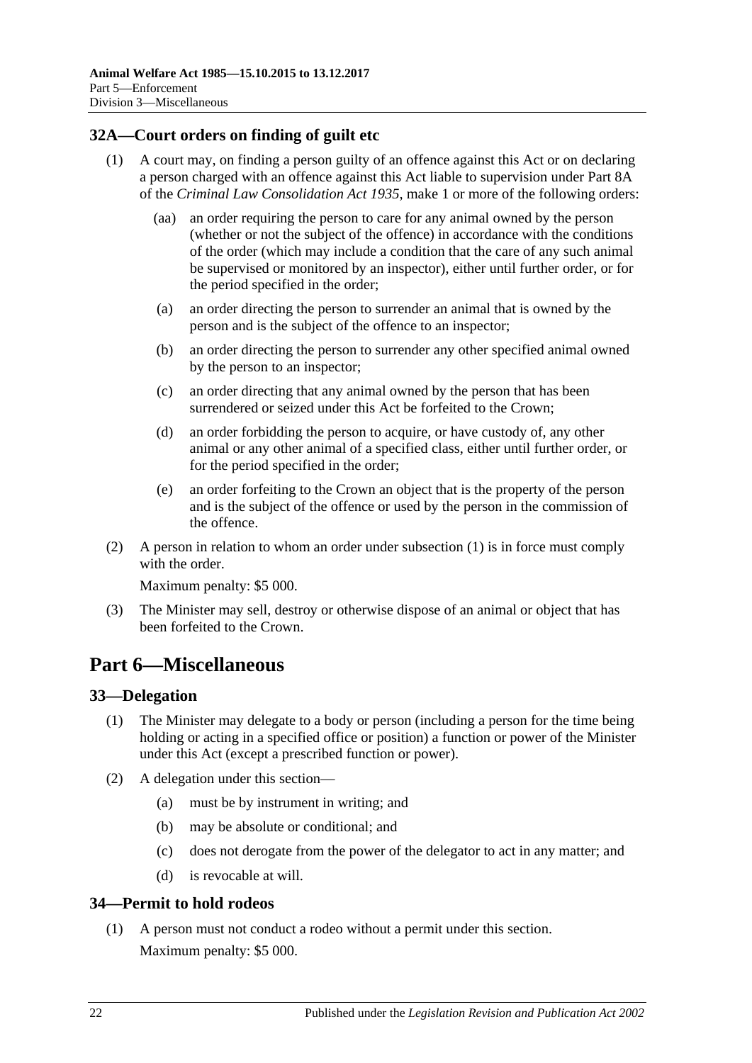## 32A—Court orders on finding of guilt etc

(1) A court may, on finding a person guilty of an offence against this Act or on declaring a person charged with an offence against this Act liable to supervision under Part 8A of the *Criminal Law Consolidation Act 1935*, make 1 or more of the following orders:

(aa) an order requiring the person to care for any animal owned by the person (whether or not the subject of the offence) in accordance with the conditions of the order (which may include a condition that the care of any such animal be supervised or monitored by an inspector), either until further order, or for the period specified in the order;

(a) an order directing the person to surrender an animal that is owned by the person and is the subject of the offence to an inspector;

(b) an order directing the person to surrender any other specified animal owned by the person to an inspector;

(c) an order directing that any animal owned by the person that has been surrendered or seized under this Act be forfeited to the Crown;

(d) an order forbidding the person to acquire, or have custody of, any other animal or any other animal of a specified class, either until further order, or for the period specified in the order;

(e) an order forfeiting to the Crown an object that is the property of the person and is the subject of the offence or used by the person in the commission of the offence.

(2) A person in relation to whom an order under subsection (1) is in force must comply with the order.

Maximum penalty: $5 000.

(3) The Minister may sell, destroy or otherwise dispose of an animal or object that has been forfeited to the Crown.

# Part 6—Miscellaneous

## 33—Delegation

(1) The Minister may delegate to a body or person (including a person for the time being holding or acting in a specified office or position) a function or power of the Minister under this Act (except a prescribed function or power).

(2) A delegation under this section—

(a) must be by instrument in writing; and

(b) may be absolute or conditional; and

(c) does not derogate from the power of the delegator to act in any matter; and

(d) is revocable at will.

## 34—Permit to hold rodeos

(1) A person must not conduct a rodeo without a permit under this section.

Maximum penalty: $5 000.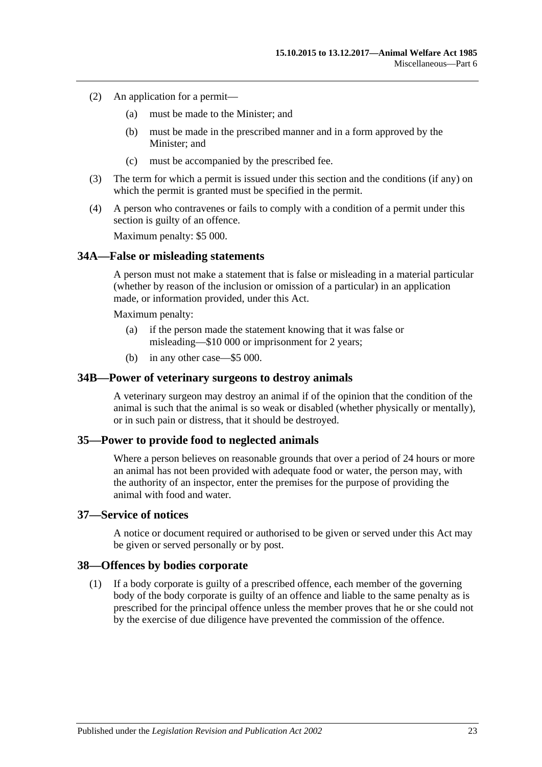(2) An application for a permit—

(a) must be made to the Minister; and

(b) must be made in the prescribed manner and in a form approved by the Minister; and

(c) must be accompanied by the prescribed fee.

(3) The term for which a permit is issued under this section and the conditions (if any) on which the permit is granted must be specified in the permit.

(4) A person who contravenes or fails to comply with a condition of a permit under this section is guilty of an offence.

Maximum penalty: $5 000.

## 34A—False or misleading statements

A person must not make a statement that is false or misleading in a material particular (whether by reason of the inclusion or omission of a particular) in an application made, or information provided, under this Act.

Maximum penalty:

(a) if the person made the statement knowing that it was false or misleading—$10 000 or imprisonment for 2 years;

(b) in any other case—$5 000.

## 34B—Power of veterinary surgeons to destroy animals

A veterinary surgeon may destroy an animal if of the opinion that the condition of the animal is such that the animal is so weak or disabled (whether physically or mentally), or in such pain or distress, that it should be destroyed.

## 35—Power to provide food to neglected animals

Where a person believes on reasonable grounds that over a period of 24 hours or more an animal has not been provided with adequate food or water, the person may, with the authority of an inspector, enter the premises for the purpose of providing the animal with food and water.

## 37—Service of notices

A notice or document required or authorised to be given or served under this Act may be given or served personally or by post.

## 38—Offences by bodies corporate

(1) If a body corporate is guilty of a prescribed offence, each member of the governing body of the body corporate is guilty of an offence and liable to the same penalty as is prescribed for the principal offence unless the member proves that he or she could not by the exercise of due diligence have prevented the commission of the offence.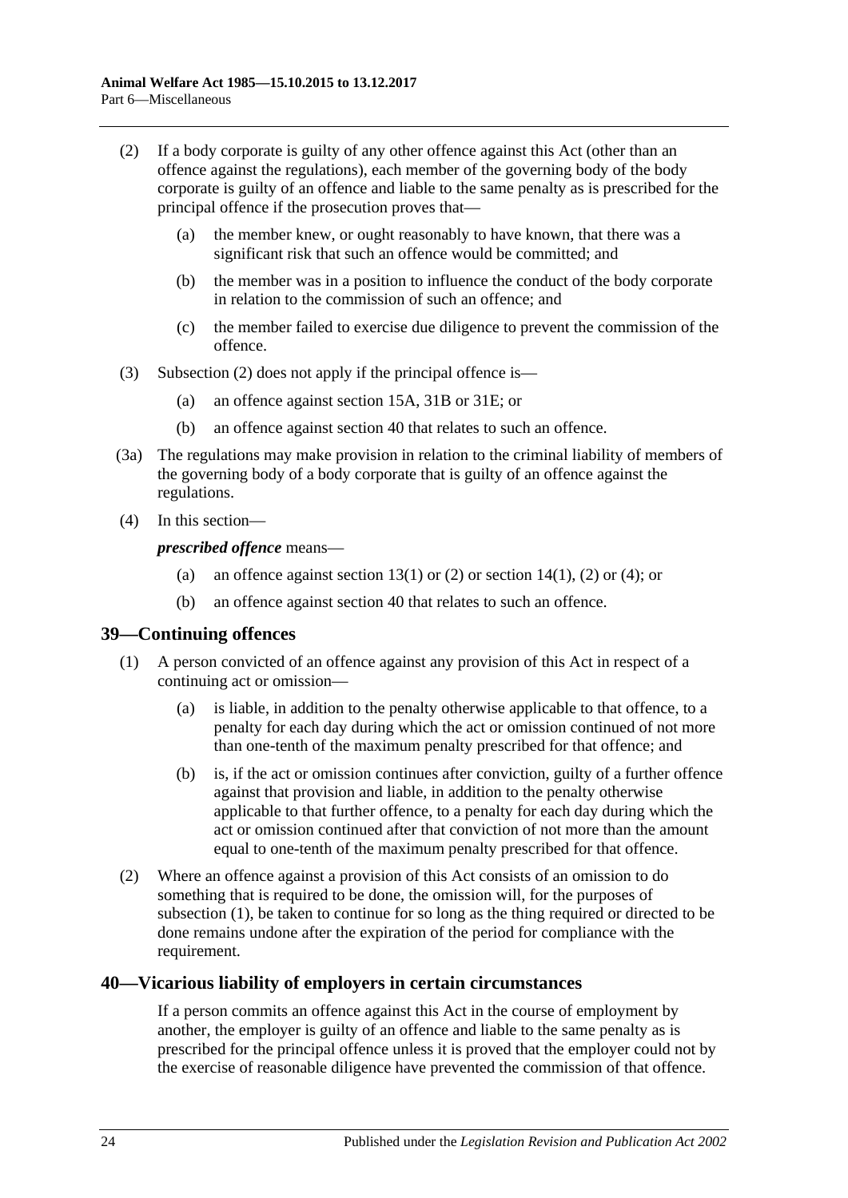(2) If a body corporate is guilty of any other offence against this Act (other than an offence against the regulations), each member of the governing body of the body corporate is guilty of an offence and liable to the same penalty as is prescribed for the principal offence if the prosecution proves that—

(a) the member knew, or ought reasonably to have known, that there was a significant risk that such an offence would be committed; and

(b) the member was in a position to influence the conduct of the body corporate in relation to the commission of such an offence; and

(c) the member failed to exercise due diligence to prevent the commission of the offence.

(3) Subsection (2) does not apply if the principal offence is—

(a) an offence against section 15A, 31B or 31E; or

(b) an offence against section 40 that relates to such an offence.

(3a) The regulations may make provision in relation to the criminal liability of members of the governing body of a body corporate that is guilty of an offence against the regulations.

(4) In this section—

***prescribed offence*** means—

(a) an offence against section 13(1) or (2) or section 14(1), (2) or (4); or

(b) an offence against section 40 that relates to such an offence.

## 39—Continuing offences

(1) A person convicted of an offence against any provision of this Act in respect of a continuing act or omission—

(a) is liable, in addition to the penalty otherwise applicable to that offence, to a penalty for each day during which the act or omission continued of not more than one-tenth of the maximum penalty prescribed for that offence; and

(b) is, if the act or omission continues after conviction, guilty of a further offence against that provision and liable, in addition to the penalty otherwise applicable to that further offence, to a penalty for each day during which the act or omission continued after that conviction of not more than the amount equal to one-tenth of the maximum penalty prescribed for that offence.

(2) Where an offence against a provision of this Act consists of an omission to do something that is required to be done, the omission will, for the purposes of subsection (1), be taken to continue for so long as the thing required or directed to be done remains undone after the expiration of the period for compliance with the requirement.

## 40—Vicarious liability of employers in certain circumstances

If a person commits an offence against this Act in the course of employment by another, the employer is guilty of an offence and liable to the same penalty as is prescribed for the principal offence unless it is proved that the employer could not by the exercise of reasonable diligence have prevented the commission of that offence.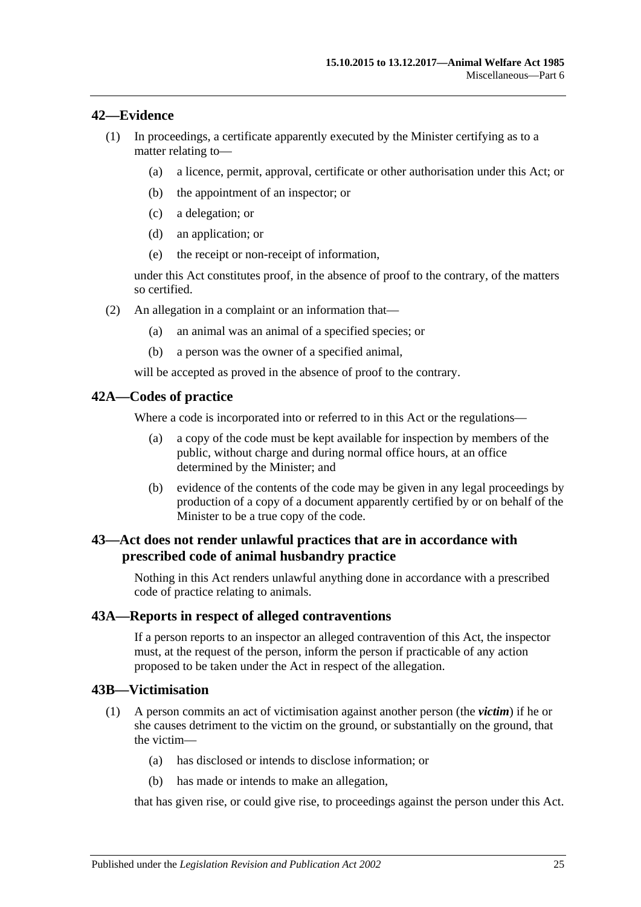## 42—Evidence

(1) In proceedings, a certificate apparently executed by the Minister certifying as to a matter relating to—

- (a) a licence, permit, approval, certificate or other authorisation under this Act; or
- (b) the appointment of an inspector; or
- (c) a delegation; or
- (d) an application; or
- (e) the receipt or non-receipt of information,

under this Act constitutes proof, in the absence of proof to the contrary, of the matters so certified.

(2) An allegation in a complaint or an information that—

- (a) an animal was an animal of a specified species; or
- (b) a person was the owner of a specified animal,

will be accepted as proved in the absence of proof to the contrary.

## 42A—Codes of practice

Where a code is incorporated into or referred to in this Act or the regulations—

- (a) a copy of the code must be kept available for inspection by members of the public, without charge and during normal office hours, at an office determined by the Minister; and
- (b) evidence of the contents of the code may be given in any legal proceedings by production of a copy of a document apparently certified by or on behalf of the Minister to be a true copy of the code.

## 43—Act does not render unlawful practices that are in accordance with prescribed code of animal husbandry practice

Nothing in this Act renders unlawful anything done in accordance with a prescribed code of practice relating to animals.

## 43A—Reports in respect of alleged contraventions

If a person reports to an inspector an alleged contravention of this Act, the inspector must, at the request of the person, inform the person if practicable of any action proposed to be taken under the Act in respect of the allegation.

## 43B—Victimisation

(1) A person commits an act of victimisation against another person (the ***victim***) if he or she causes detriment to the victim on the ground, or substantially on the ground, that the victim—

- (a) has disclosed or intends to disclose information; or
- (b) has made or intends to make an allegation,

that has given rise, or could give rise, to proceedings against the person under this Act.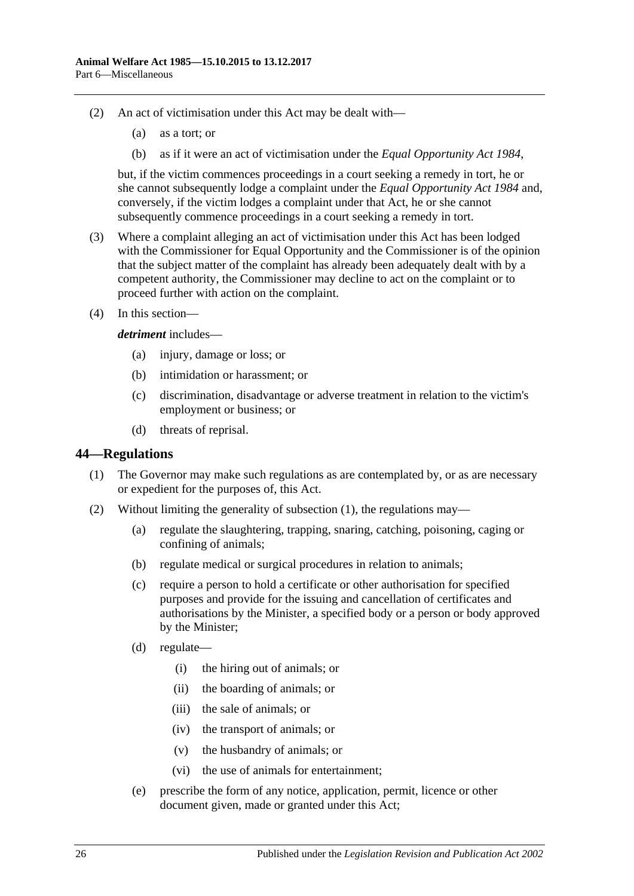(2) An act of victimisation under this Act may be dealt with—

(a) as a tort; or

(b) as if it were an act of victimisation under the *Equal Opportunity Act 1984*,

but, if the victim commences proceedings in a court seeking a remedy in tort, he or she cannot subsequently lodge a complaint under the *Equal Opportunity Act 1984* and, conversely, if the victim lodges a complaint under that Act, he or she cannot subsequently commence proceedings in a court seeking a remedy in tort.

(3) Where a complaint alleging an act of victimisation under this Act has been lodged with the Commissioner for Equal Opportunity and the Commissioner is of the opinion that the subject matter of the complaint has already been adequately dealt with by a competent authority, the Commissioner may decline to act on the complaint or to proceed further with action on the complaint.

(4) In this section—

***detriment*** includes—

(a) injury, damage or loss; or

(b) intimidation or harassment; or

(c) discrimination, disadvantage or adverse treatment in relation to the victim's employment or business; or

(d) threats of reprisal.

## 44—Regulations

(1) The Governor may make such regulations as are contemplated by, or as are necessary or expedient for the purposes of, this Act.

(2) Without limiting the generality of subsection (1), the regulations may—

(a) regulate the slaughtering, trapping, snaring, catching, poisoning, caging or confining of animals;

(b) regulate medical or surgical procedures in relation to animals;

(c) require a person to hold a certificate or other authorisation for specified purposes and provide for the issuing and cancellation of certificates and authorisations by the Minister, a specified body or a person or body approved by the Minister;

(d) regulate—

(i) the hiring out of animals; or

(ii) the boarding of animals; or

(iii) the sale of animals; or

(iv) the transport of animals; or

(v) the husbandry of animals; or

(vi) the use of animals for entertainment;

(e) prescribe the form of any notice, application, permit, licence or other document given, made or granted under this Act;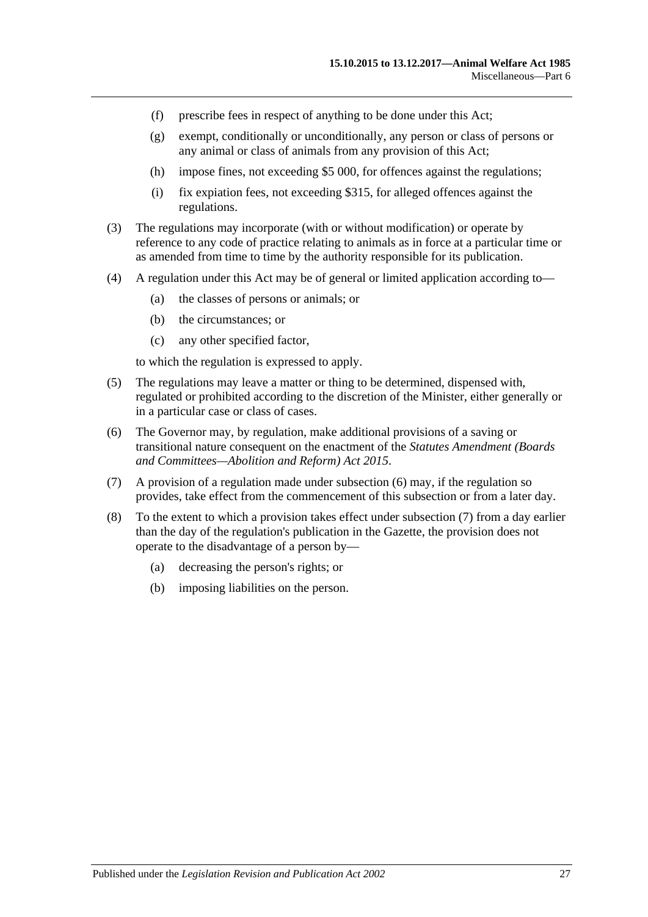(f) prescribe fees in respect of anything to be done under this Act;

(g) exempt, conditionally or unconditionally, any person or class of persons or any animal or class of animals from any provision of this Act;

(h) impose fines, not exceeding $5 000, for offences against the regulations;

(i) fix expiation fees, not exceeding $315, for alleged offences against the regulations.

(3) The regulations may incorporate (with or without modification) or operate by reference to any code of practice relating to animals as in force at a particular time or as amended from time to time by the authority responsible for its publication.

(4) A regulation under this Act may be of general or limited application according to—

(a) the classes of persons or animals; or

(b) the circumstances; or

(c) any other specified factor,

to which the regulation is expressed to apply.

(5) The regulations may leave a matter or thing to be determined, dispensed with, regulated or prohibited according to the discretion of the Minister, either generally or in a particular case or class of cases.

(6) The Governor may, by regulation, make additional provisions of a saving or transitional nature consequent on the enactment of the *Statutes Amendment (Boards and Committees—Abolition and Reform) Act 2015*.

(7) A provision of a regulation made under subsection (6) may, if the regulation so provides, take effect from the commencement of this subsection or from a later day.

(8) To the extent to which a provision takes effect under subsection (7) from a day earlier than the day of the regulation's publication in the Gazette, the provision does not operate to the disadvantage of a person by—

(a) decreasing the person's rights; or

(b) imposing liabilities on the person.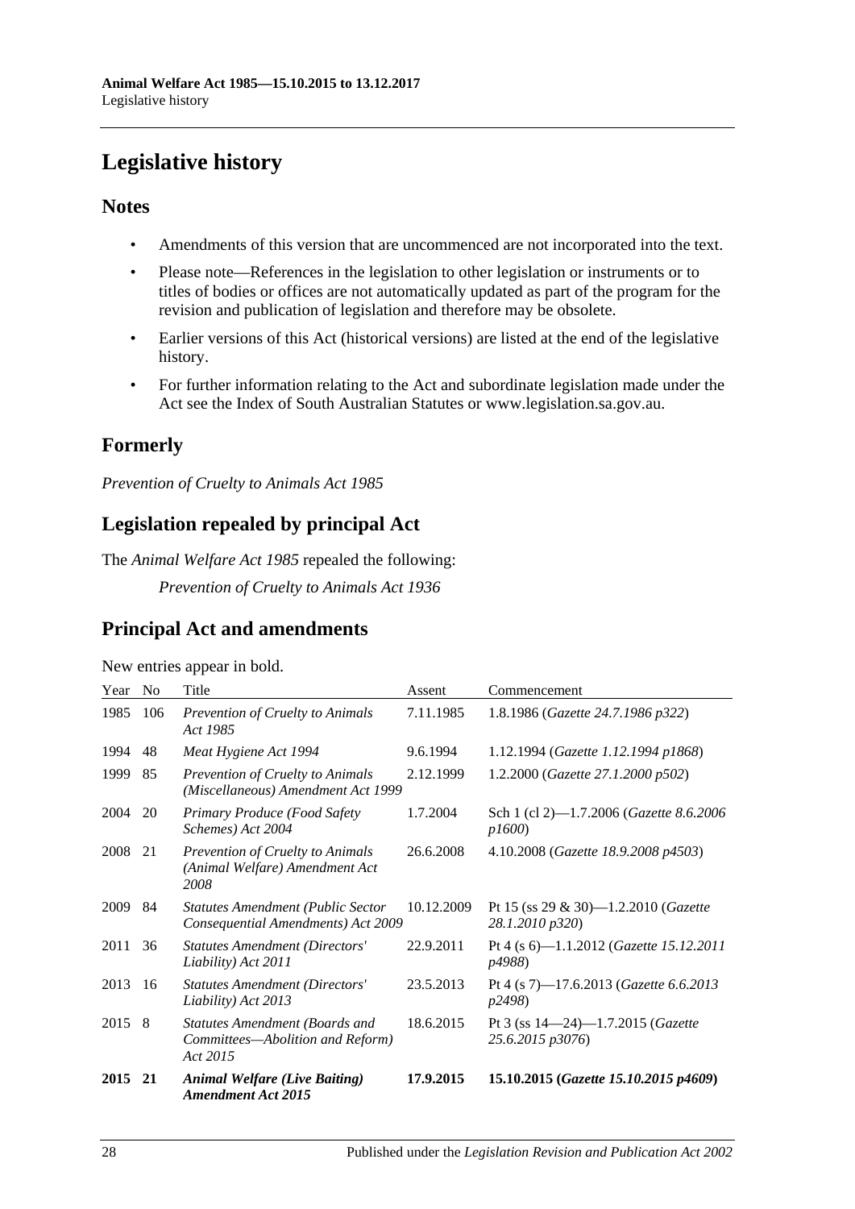# Legislative history

## Notes

- Amendments of this version that are uncommenced are not incorporated into the text.
- Please note—References in the legislation to other legislation or instruments or to titles of bodies or offices are not automatically updated as part of the program for the revision and publication of legislation and therefore may be obsolete.
- Earlier versions of this Act (historical versions) are listed at the end of the legislative history.
- For further information relating to the Act and subordinate legislation made under the Act see the Index of South Australian Statutes or www.legislation.sa.gov.au.

## Formerly

*Prevention of Cruelty to Animals Act 1985*

## Legislation repealed by principal Act

The *Animal Welfare Act 1985* repealed the following:

*Prevention of Cruelty to Animals Act 1936*

## Principal Act and amendments

New entries appear in bold.

| Year | No | Title | Assent | Commencement |
|---|---|---|---|---|
| 1985 | 106 | *Prevention of Cruelty to Animals Act 1985* | 7.11.1985 | 1.8.1986 (*Gazette 24.7.1986 p322*) |
| 1994 | 48 | *Meat Hygiene Act 1994* | 9.6.1994 | 1.12.1994 (*Gazette 1.12.1994 p1868*) |
| 1999 | 85 | *Prevention of Cruelty to Animals (Miscellaneous) Amendment Act 1999* | 2.12.1999 | 1.2.2000 (*Gazette 27.1.2000 p502*) |
| 2004 | 20 | *Primary Produce (Food Safety Schemes) Act 2004* | 1.7.2004 | Sch 1 (cl 2)—1.7.2006 (*Gazette 8.6.2006 p1600*) |
| 2008 | 21 | *Prevention of Cruelty to Animals (Animal Welfare) Amendment Act 2008* | 26.6.2008 | 4.10.2008 (*Gazette 18.9.2008 p4503*) |
| 2009 | 84 | *Statutes Amendment (Public Sector Consequential Amendments) Act 2009* | 10.12.2009 | Pt 15 (ss 29 & 30)—1.2.2010 (*Gazette 28.1.2010 p320*) |
| 2011 | 36 | *Statutes Amendment (Directors' Liability) Act 2011* | 22.9.2011 | Pt 4 (s 6)—1.1.2012 (*Gazette 15.12.2011 p4988*) |
| 2013 | 16 | *Statutes Amendment (Directors' Liability) Act 2013* | 23.5.2013 | Pt 4 (s 7)—17.6.2013 (*Gazette 6.6.2013 p2498*) |
| 2015 | 8 | *Statutes Amendment (Boards and Committees—Abolition and Reform) Act 2015* | 18.6.2015 | Pt 3 (ss 14—24)—1.7.2015 (*Gazette 25.6.2015 p3076*) |
| **2015** | **21** | ***Animal Welfare (Live Baiting) Amendment Act 2015*** | **17.9.2015** | **15.10.2015 (*Gazette 15.10.2015 p4609*)** |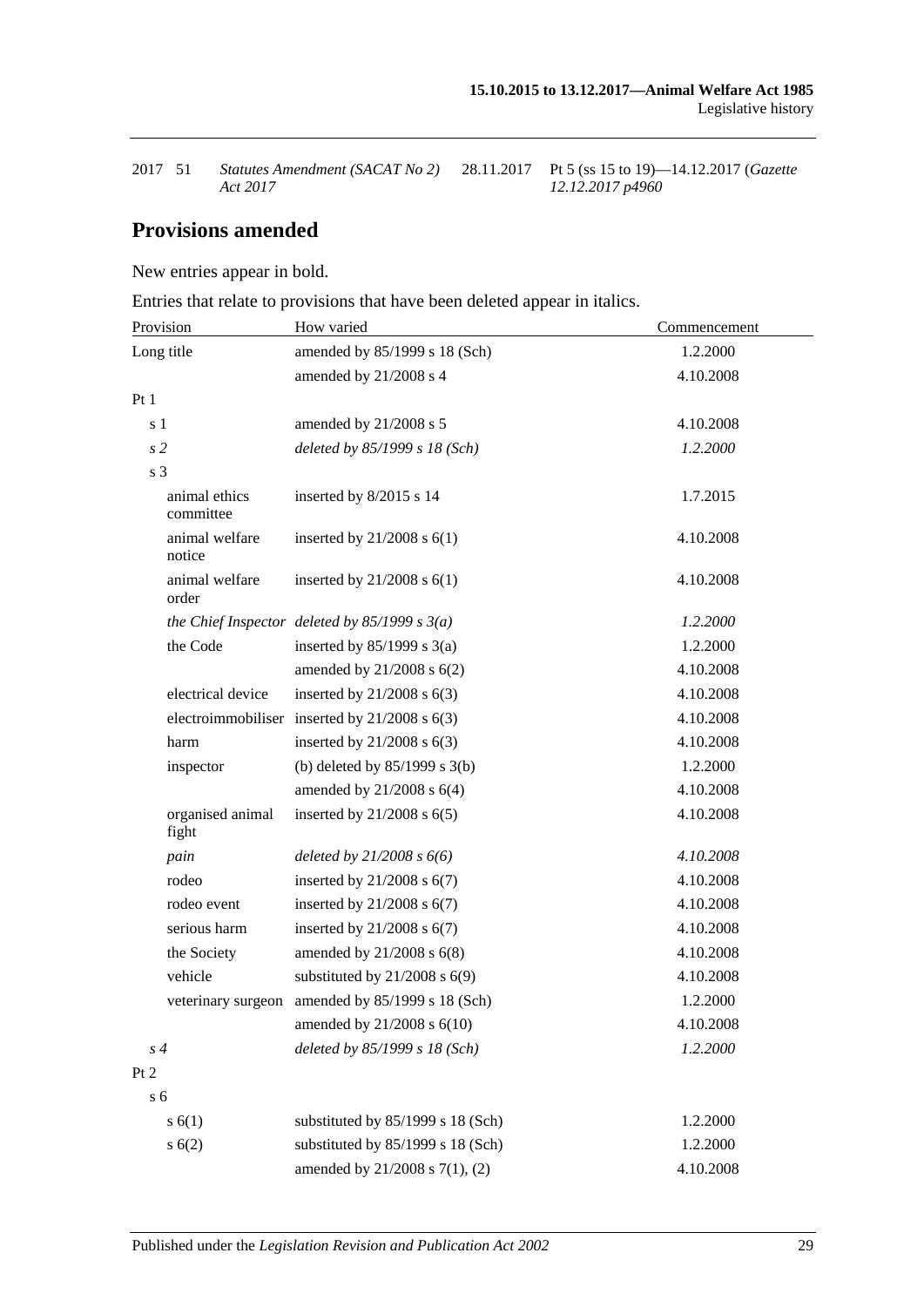| 2017 | 51 | *Statutes Amendment (SACAT No 2) Act 2017* | 28.11.2017 | Pt 5 (ss 15 to 19)—14.12.2017 (*Gazette 12.12.2017 p4960*) |
|---|---|---|---|---|

## Provisions amended

New entries appear in bold.

Entries that relate to provisions that have been deleted appear in italics.

| Provision | How varied | Commencement |
|---|---|---|
| Long title | amended by 85/1999 s 18 (Sch) | 1.2.2000 |
| | amended by 21/2008 s 4 | 4.10.2008 |
| Pt 1 | | |
| s 1 | amended by 21/2008 s 5 | 4.10.2008 |
| *s 2* | *deleted by 85/1999 s 18 (Sch)* | *1.2.2000* |
| s 3 | | |
| animal ethics committee | inserted by 8/2015 s 14 | 1.7.2015 |
| animal welfare notice | inserted by 21/2008 s 6(1) | 4.10.2008 |
| animal welfare order | inserted by 21/2008 s 6(1) | 4.10.2008 |
| *the Chief Inspector* | *deleted by 85/1999 s 3(a)* | *1.2.2000* |
| the Code | inserted by 85/1999 s 3(a) | 1.2.2000 |
| | amended by 21/2008 s 6(2) | 4.10.2008 |
| electrical device | inserted by 21/2008 s 6(3) | 4.10.2008 |
| electroimmobiliser | inserted by 21/2008 s 6(3) | 4.10.2008 |
| harm | inserted by 21/2008 s 6(3) | 4.10.2008 |
| inspector | (b) deleted by 85/1999 s 3(b) | 1.2.2000 |
| | amended by 21/2008 s 6(4) | 4.10.2008 |
| organised animal fight | inserted by 21/2008 s 6(5) | 4.10.2008 |
| *pain* | *deleted by 21/2008 s 6(6)* | *4.10.2008* |
| rodeo | inserted by 21/2008 s 6(7) | 4.10.2008 |
| rodeo event | inserted by 21/2008 s 6(7) | 4.10.2008 |
| serious harm | inserted by 21/2008 s 6(7) | 4.10.2008 |
| the Society | amended by 21/2008 s 6(8) | 4.10.2008 |
| vehicle | substituted by 21/2008 s 6(9) | 4.10.2008 |
| veterinary surgeon | amended by 85/1999 s 18 (Sch) | 1.2.2000 |
| | amended by 21/2008 s 6(10) | 4.10.2008 |
| *s 4* | *deleted by 85/1999 s 18 (Sch)* | *1.2.2000* |
| Pt 2 | | |
| s 6 | | |
| s 6(1) | substituted by 85/1999 s 18 (Sch) | 1.2.2000 |
| s 6(2) | substituted by 85/1999 s 18 (Sch) | 1.2.2000 |
| | amended by 21/2008 s 7(1), (2) | 4.10.2008 |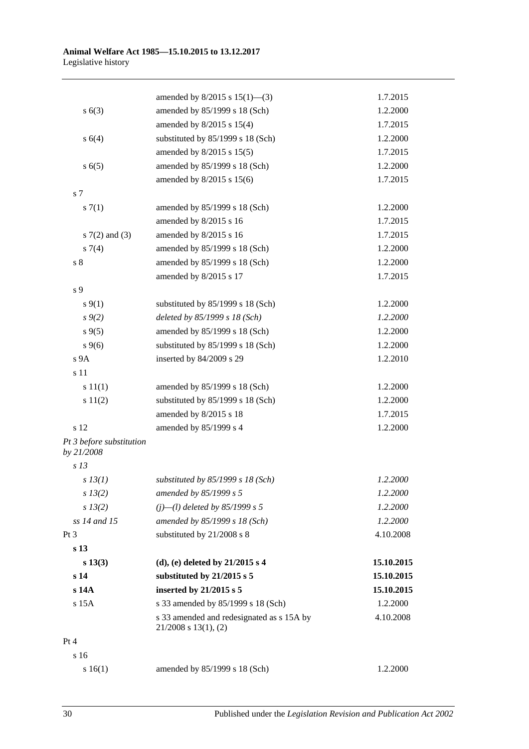| | | |
|---|---|---|
| | amended by 8/2015 s 15(1)—(3) | 1.7.2015 |
| s 6(3) | amended by 85/1999 s 18 (Sch) | 1.2.2000 |
| | amended by 8/2015 s 15(4) | 1.7.2015 |
| s 6(4) | substituted by 85/1999 s 18 (Sch) | 1.2.2000 |
| | amended by 8/2015 s 15(5) | 1.7.2015 |
| s 6(5) | amended by 85/1999 s 18 (Sch) | 1.2.2000 |
| | amended by 8/2015 s 15(6) | 1.7.2015 |
| s 7 | | |
| s 7(1) | amended by 85/1999 s 18 (Sch) | 1.2.2000 |
| | amended by 8/2015 s 16 | 1.7.2015 |
| s 7(2) and (3) | amended by 8/2015 s 16 | 1.7.2015 |
| s 7(4) | amended by 85/1999 s 18 (Sch) | 1.2.2000 |
| s 8 | amended by 85/1999 s 18 (Sch) | 1.2.2000 |
| | amended by 8/2015 s 17 | 1.7.2015 |
| s 9 | | |
| s 9(1) | substituted by 85/1999 s 18 (Sch) | 1.2.2000 |
| *s 9(2)* | *deleted by 85/1999 s 18 (Sch)* | *1.2.2000* |
| s 9(5) | amended by 85/1999 s 18 (Sch) | 1.2.2000 |
| s 9(6) | substituted by 85/1999 s 18 (Sch) | 1.2.2000 |
| s 9A | inserted by 84/2009 s 29 | 1.2.2010 |
| s 11 | | |
| s 11(1) | amended by 85/1999 s 18 (Sch) | 1.2.2000 |
| s 11(2) | substituted by 85/1999 s 18 (Sch) | 1.2.2000 |
| | amended by 8/2015 s 18 | 1.7.2015 |
| s 12 | amended by 85/1999 s 4 | 1.2.2000 |
| *Pt 3 before substitution by 21/2008* | | |
| *s 13* | | |
| *s 13(1)* | *substituted by 85/1999 s 18 (Sch)* | *1.2.2000* |
| *s 13(2)* | *amended by 85/1999 s 5* | *1.2.2000* |
| *s 13(2)* | *(j)—(l) deleted by 85/1999 s 5* | *1.2.2000* |
| *ss 14 and 15* | *amended by 85/1999 s 18 (Sch)* | *1.2.2000* |
| Pt 3 | substituted by 21/2008 s 8 | 4.10.2008 |
| **s 13** | | |
| **s 13(3)** | **(d), (e) deleted by 21/2015 s 4** | **15.10.2015** |
| **s 14** | **substituted by 21/2015 s 5** | **15.10.2015** |
| **s 14A** | **inserted by 21/2015 s 5** | **15.10.2015** |
| s 15A | s 33 amended by 85/1999 s 18 (Sch) | 1.2.2000 |
| | s 33 amended and redesignated as s 15A by 21/2008 s 13(1), (2) | 4.10.2008 |
| Pt 4 | | |
| s 16 | | |
| s 16(1) | amended by 85/1999 s 18 (Sch) | 1.2.2000 |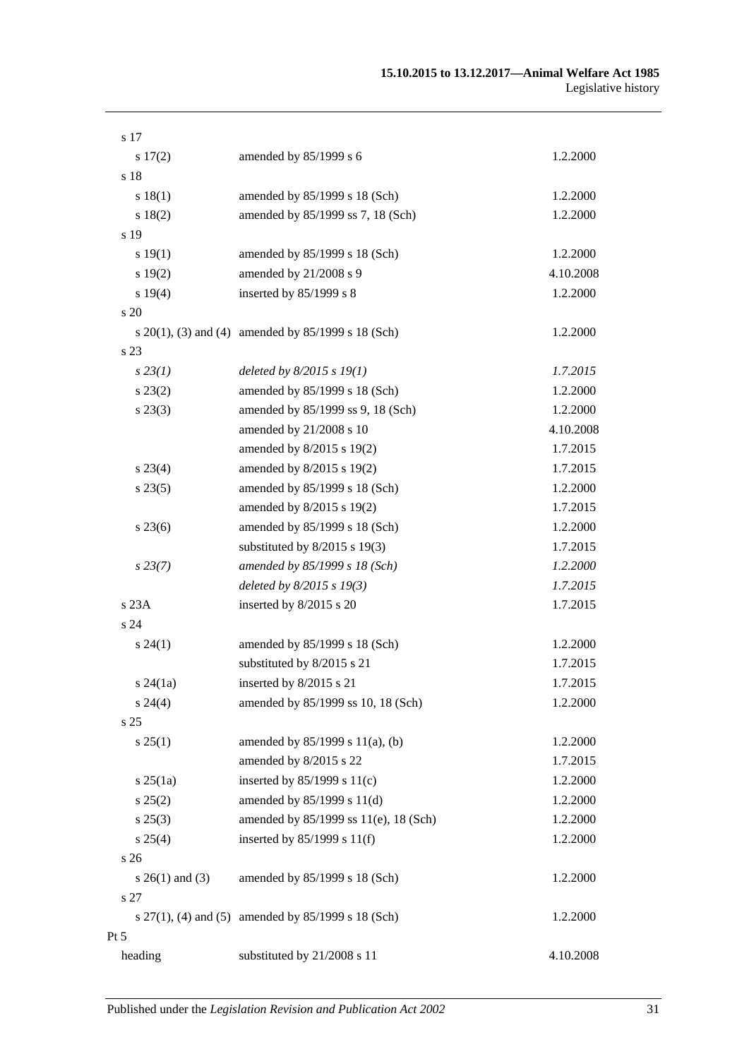| | | |
|---|---|---|
| s 17 | | |
| s 17(2) | amended by 85/1999 s 6 | 1.2.2000 |
| s 18 | | |
| s 18(1) | amended by 85/1999 s 18 (Sch) | 1.2.2000 |
| s 18(2) | amended by 85/1999 ss 7, 18 (Sch) | 1.2.2000 |
| s 19 | | |
| s 19(1) | amended by 85/1999 s 18 (Sch) | 1.2.2000 |
| s 19(2) | amended by 21/2008 s 9 | 4.10.2008 |
| s 19(4) | inserted by 85/1999 s 8 | 1.2.2000 |
| s 20 | | |
| s 20(1), (3) and (4) | amended by 85/1999 s 18 (Sch) | 1.2.2000 |
| s 23 | | |
| *s 23(1)* | *deleted by 8/2015 s 19(1)* | *1.7.2015* |
| s 23(2) | amended by 85/1999 s 18 (Sch) | 1.2.2000 |
| s 23(3) | amended by 85/1999 ss 9, 18 (Sch) | 1.2.2000 |
| | amended by 21/2008 s 10 | 4.10.2008 |
| | amended by 8/2015 s 19(2) | 1.7.2015 |
| s 23(4) | amended by 8/2015 s 19(2) | 1.7.2015 |
| s 23(5) | amended by 85/1999 s 18 (Sch) | 1.2.2000 |
| | amended by 8/2015 s 19(2) | 1.7.2015 |
| s 23(6) | amended by 85/1999 s 18 (Sch) | 1.2.2000 |
| | substituted by 8/2015 s 19(3) | 1.7.2015 |
| *s 23(7)* | *amended by 85/1999 s 18 (Sch)* | *1.2.2000* |
| | *deleted by 8/2015 s 19(3)* | *1.7.2015* |
| s 23A | inserted by 8/2015 s 20 | 1.7.2015 |
| s 24 | | |
| s 24(1) | amended by 85/1999 s 18 (Sch) | 1.2.2000 |
| | substituted by 8/2015 s 21 | 1.7.2015 |
| s 24(1a) | inserted by 8/2015 s 21 | 1.7.2015 |
| s 24(4) | amended by 85/1999 ss 10, 18 (Sch) | 1.2.2000 |
| s 25 | | |
| s 25(1) | amended by 85/1999 s 11(a), (b) | 1.2.2000 |
| | amended by 8/2015 s 22 | 1.7.2015 |
| s 25(1a) | inserted by 85/1999 s 11(c) | 1.2.2000 |
| s 25(2) | amended by 85/1999 s 11(d) | 1.2.2000 |
| s 25(3) | amended by 85/1999 ss 11(e), 18 (Sch) | 1.2.2000 |
| s 25(4) | inserted by 85/1999 s 11(f) | 1.2.2000 |
| s 26 | | |
| s 26(1) and (3) | amended by 85/1999 s 18 (Sch) | 1.2.2000 |
| s 27 | | |
| s 27(1), (4) and (5) | amended by 85/1999 s 18 (Sch) | 1.2.2000 |
| Pt 5 | | |
| heading | substituted by 21/2008 s 11 | 4.10.2008 |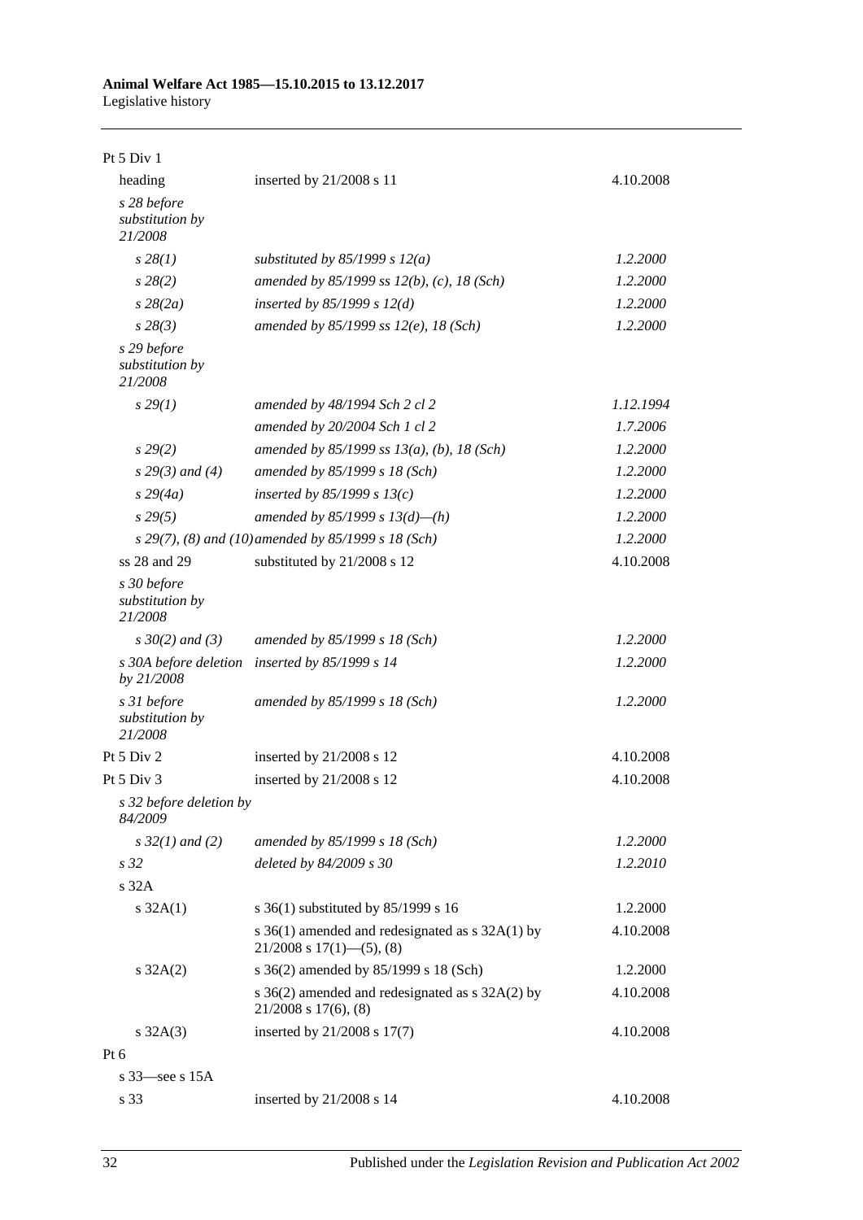| Provision | How varied | Commencement |
|---|---|---|
| Pt 5 Div 1 | | |
| heading | inserted by 21/2008 s 11 | 4.10.2008 |
| *s 28 before substitution by 21/2008* | | |
| *s 28(1)* | *substituted by 85/1999 s 12(a)* | *1.2.2000* |
| *s 28(2)* | *amended by 85/1999 ss 12(b), (c), 18 (Sch)* | *1.2.2000* |
| *s 28(2a)* | *inserted by 85/1999 s 12(d)* | *1.2.2000* |
| *s 28(3)* | *amended by 85/1999 ss 12(e), 18 (Sch)* | *1.2.2000* |
| *s 29 before substitution by 21/2008* | | |
| *s 29(1)* | *amended by 48/1994 Sch 2 cl 2* | *1.12.1994* |
| | *amended by 20/2004 Sch 1 cl 2* | *1.7.2006* |
| *s 29(2)* | *amended by 85/1999 ss 13(a), (b), 18 (Sch)* | *1.2.2000* |
| *s 29(3) and (4)* | *amended by 85/1999 s 18 (Sch)* | *1.2.2000* |
| *s 29(4a)* | *inserted by 85/1999 s 13(c)* | *1.2.2000* |
| *s 29(5)* | *amended by 85/1999 s 13(d)—(h)* | *1.2.2000* |
| *s 29(7), (8) and (10)* | *amended by 85/1999 s 18 (Sch)* | *1.2.2000* |
| ss 28 and 29 | substituted by 21/2008 s 12 | 4.10.2008 |
| *s 30 before substitution by 21/2008* | | |
| *s 30(2) and (3)* | *amended by 85/1999 s 18 (Sch)* | *1.2.2000* |
| *s 30A before deletion by 21/2008* | *inserted by 85/1999 s 14* | *1.2.2000* |
| *s 31 before substitution by 21/2008* | *amended by 85/1999 s 18 (Sch)* | *1.2.2000* |
| Pt 5 Div 2 | inserted by 21/2008 s 12 | 4.10.2008 |
| Pt 5 Div 3 | inserted by 21/2008 s 12 | 4.10.2008 |
| *s 32 before deletion by 84/2009* | | |
| *s 32(1) and (2)* | *amended by 85/1999 s 18 (Sch)* | *1.2.2000* |
| *s 32* | *deleted by 84/2009 s 30* | *1.2.2010* |
| s 32A | | |
| s 32A(1) | s 36(1) substituted by 85/1999 s 16 | 1.2.2000 |
| | s 36(1) amended and redesignated as s 32A(1) by 21/2008 s 17(1)—(5), (8) | 4.10.2008 |
| s 32A(2) | s 36(2) amended by 85/1999 s 18 (Sch) | 1.2.2000 |
| | s 36(2) amended and redesignated as s 32A(2) by 21/2008 s 17(6), (8) | 4.10.2008 |
| s 32A(3) | inserted by 21/2008 s 17(7) | 4.10.2008 |
| Pt 6 | | |
| s 33—see s 15A | | |
| s 33 | inserted by 21/2008 s 14 | 4.10.2008 |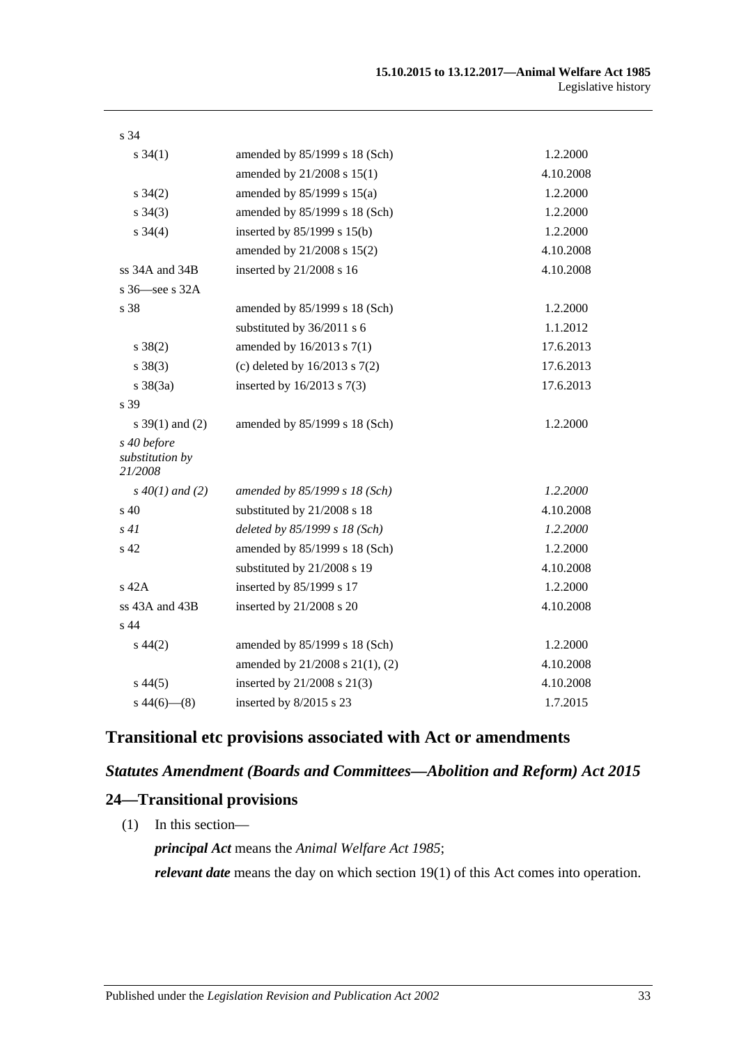| | | |
|---|---|---|
| s 34 | | |
| s 34(1) | amended by 85/1999 s 18 (Sch) | 1.2.2000 |
| | amended by 21/2008 s 15(1) | 4.10.2008 |
| s 34(2) | amended by 85/1999 s 15(a) | 1.2.2000 |
| s 34(3) | amended by 85/1999 s 18 (Sch) | 1.2.2000 |
| s 34(4) | inserted by 85/1999 s 15(b) | 1.2.2000 |
| | amended by 21/2008 s 15(2) | 4.10.2008 |
| ss 34A and 34B | inserted by 21/2008 s 16 | 4.10.2008 |
| s 36—see s 32A | | |
| s 38 | amended by 85/1999 s 18 (Sch) | 1.2.2000 |
| | substituted by 36/2011 s 6 | 1.1.2012 |
| s 38(2) | amended by 16/2013 s 7(1) | 17.6.2013 |
| s 38(3) | (c) deleted by 16/2013 s 7(2) | 17.6.2013 |
| s 38(3a) | inserted by 16/2013 s 7(3) | 17.6.2013 |
| s 39 | | |
| s 39(1) and (2) | amended by 85/1999 s 18 (Sch) | 1.2.2000 |
| *s 40 before substitution by 21/2008* | | |
| *s 40(1) and (2)* | *amended by 85/1999 s 18 (Sch)* | *1.2.2000* |
| s 40 | substituted by 21/2008 s 18 | 4.10.2008 |
| *s 41* | *deleted by 85/1999 s 18 (Sch)* | *1.2.2000* |
| s 42 | amended by 85/1999 s 18 (Sch) | 1.2.2000 |
| | substituted by 21/2008 s 19 | 4.10.2008 |
| s 42A | inserted by 85/1999 s 17 | 1.2.2000 |
| ss 43A and 43B | inserted by 21/2008 s 20 | 4.10.2008 |
| s 44 | | |
| s 44(2) | amended by 85/1999 s 18 (Sch) | 1.2.2000 |
| | amended by 21/2008 s 21(1), (2) | 4.10.2008 |
| s 44(5) | inserted by 21/2008 s 21(3) | 4.10.2008 |
| s 44(6)—(8) | inserted by 8/2015 s 23 | 1.7.2015 |

## Transitional etc provisions associated with Act or amendments

### *Statutes Amendment (Boards and Committees—Abolition and Reform) Act 2015*

### 24—Transitional provisions

(1) In this section—

***principal Act*** means the *Animal Welfare Act 1985*;

***relevant date*** means the day on which section 19(1) of this Act comes into operation.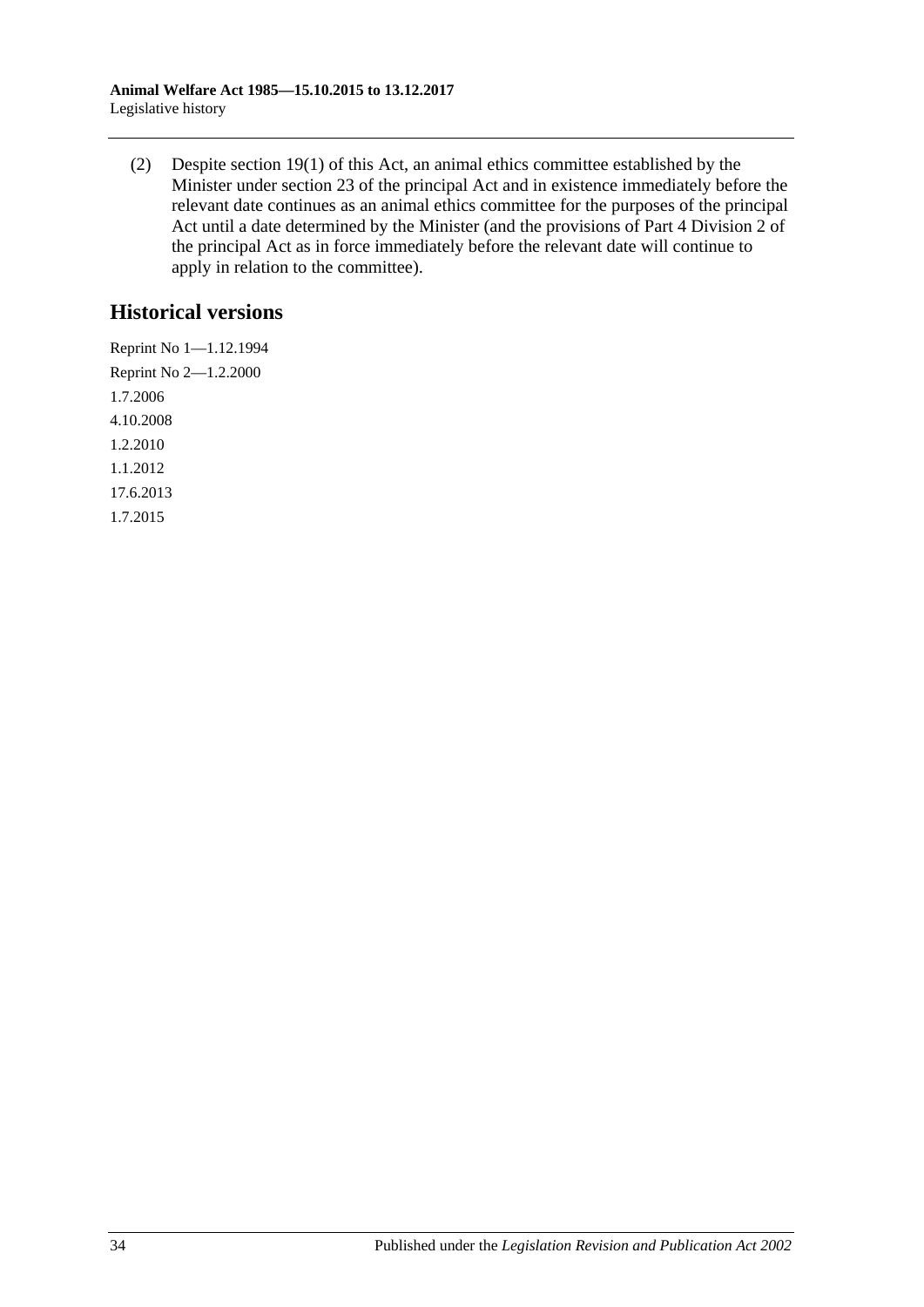(2) Despite section 19(1) of this Act, an animal ethics committee established by the Minister under section 23 of the principal Act and in existence immediately before the relevant date continues as an animal ethics committee for the purposes of the principal Act until a date determined by the Minister (and the provisions of Part 4 Division 2 of the principal Act as in force immediately before the relevant date will continue to apply in relation to the committee).

## Historical versions

Reprint No 1—1.12.1994

Reprint No 2—1.2.2000

1.7.2006

4.10.2008

1.2.2010

1.1.2012

17.6.2013

1.7.2015